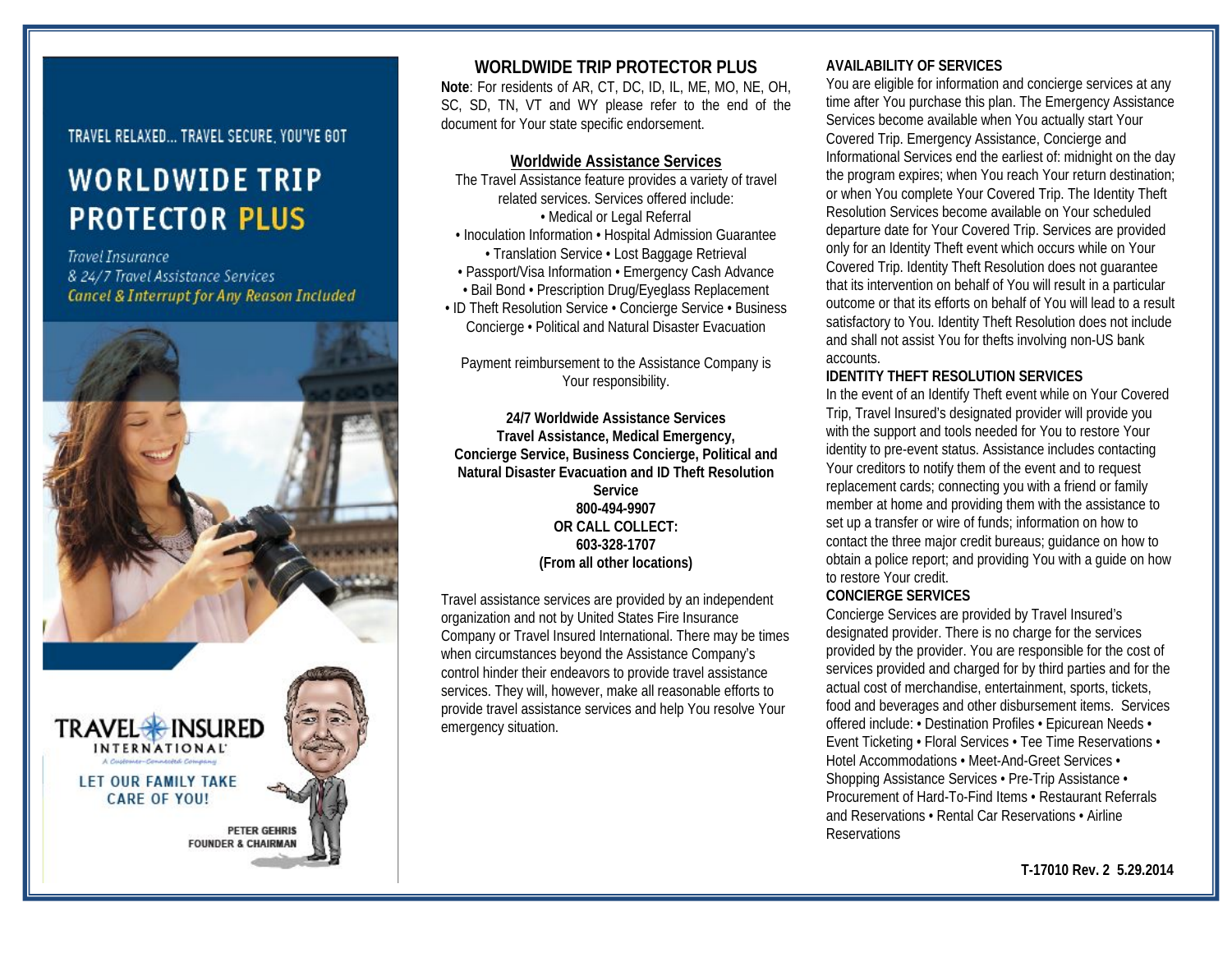TRAVEL RELAXED... TRAVEL SECURE. YOU'VE GOT

# WORLDWIDE TRIP PROTECTOR PLUS

*Travel Insurance*
*& 24/7 Travel Assistance Services*
*Cancel & Interrupt for Any Reason Included*

TRAVEL INSURED INTERNATIONAL
A Customer-Connected Company

LET OUR FAMILY TAKE CARE OF YOU!

PETER GEHRIS
FOUNDER & CHAIRMAN

## WORLDWIDE TRIP PROTECTOR PLUS

**Note**: For residents of AR, CT, DC, ID, IL, ME, MO, NE, OH, SC, SD, TN, VT and WY please refer to the end of the document for Your state specific endorsement.

### Worldwide Assistance Services

The Travel Assistance feature provides a variety of travel related services. Services offered include:
• Medical or Legal Referral
• Inoculation Information • Hospital Admission Guarantee
• Translation Service • Lost Baggage Retrieval
• Passport/Visa Information • Emergency Cash Advance
• Bail Bond • Prescription Drug/Eyeglass Replacement
• ID Theft Resolution Service • Concierge Service • Business Concierge • Political and Natural Disaster Evacuation

Payment reimbursement to the Assistance Company is Your responsibility.

**24/7 Worldwide Assistance Services**
**Travel Assistance, Medical Emergency, Concierge Service, Business Concierge, Political and Natural Disaster Evacuation and ID Theft Resolution Service**
**800-494-9907**
**OR CALL COLLECT:**
**603-328-1707**
**(From all other locations)**

Travel assistance services are provided by an independent organization and not by United States Fire Insurance Company or Travel Insured International. There may be times when circumstances beyond the Assistance Company's control hinder their endeavors to provide travel assistance services. They will, however, make all reasonable efforts to provide travel assistance services and help You resolve Your emergency situation.

**AVAILABILITY OF SERVICES**

You are eligible for information and concierge services at any time after You purchase this plan. The Emergency Assistance Services become available when You actually start Your Covered Trip. Emergency Assistance, Concierge and Informational Services end the earliest of: midnight on the day the program expires; when You reach Your return destination; or when You complete Your Covered Trip. The Identity Theft Resolution Services become available on Your scheduled departure date for Your Covered Trip. Services are provided only for an Identity Theft event which occurs while on Your Covered Trip. Identity Theft Resolution does not guarantee that its intervention on behalf of You will result in a particular outcome or that its efforts on behalf of You will lead to a result satisfactory to You. Identity Theft Resolution does not include and shall not assist You for thefts involving non-US bank accounts.

**IDENTITY THEFT RESOLUTION SERVICES**

In the event of an Identify Theft event while on Your Covered Trip, Travel Insured's designated provider will provide you with the support and tools needed for You to restore Your identity to pre-event status. Assistance includes contacting Your creditors to notify them of the event and to request replacement cards; connecting you with a friend or family member at home and providing them with the assistance to set up a transfer or wire of funds; information on how to contact the three major credit bureaus; guidance on how to obtain a police report; and providing You with a guide on how to restore Your credit.

**CONCIERGE SERVICES**

Concierge Services are provided by Travel Insured's designated provider. There is no charge for the services provided by the provider. You are responsible for the cost of services provided and charged for by third parties and for the actual cost of merchandise, entertainment, sports, tickets, food and beverages and other disbursement items. Services offered include: • Destination Profiles • Epicurean Needs • Event Ticketing • Floral Services • Tee Time Reservations • Hotel Accommodations • Meet-And-Greet Services • Shopping Assistance Services • Pre-Trip Assistance • Procurement of Hard-To-Find Items • Restaurant Referrals and Reservations • Rental Car Reservations • Airline Reservations

**T-17010 Rev. 2 5.29.2014**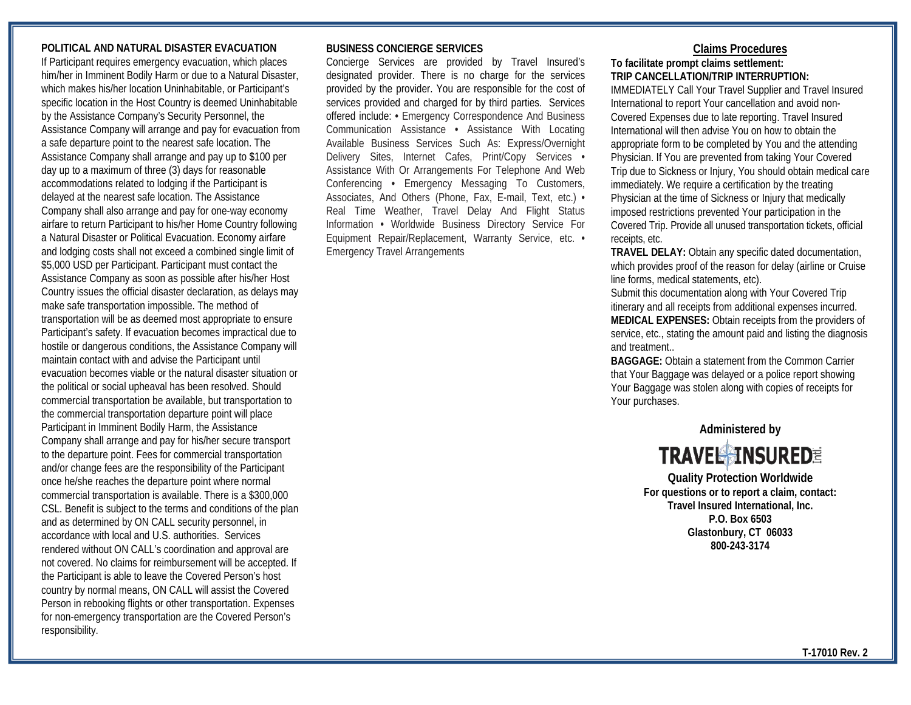**POLITICAL AND NATURAL DISASTER EVACUATION**

If Participant requires emergency evacuation, which places him/her in Imminent Bodily Harm or due to a Natural Disaster, which makes his/her location Uninhabitable, or Participant's specific location in the Host Country is deemed Uninhabitable by the Assistance Company's Security Personnel, the Assistance Company will arrange and pay for evacuation from a safe departure point to the nearest safe location. The Assistance Company shall arrange and pay up to $100 per day up to a maximum of three (3) days for reasonable accommodations related to lodging if the Participant is delayed at the nearest safe location. The Assistance Company shall also arrange and pay for one-way economy airfare to return Participant to his/her Home Country following a Natural Disaster or Political Evacuation. Economy airfare and lodging costs shall not exceed a combined single limit of $5,000 USD per Participant. Participant must contact the Assistance Company as soon as possible after his/her Host Country issues the official disaster declaration, as delays may make safe transportation impossible. The method of transportation will be as deemed most appropriate to ensure Participant's safety. If evacuation becomes impractical due to hostile or dangerous conditions, the Assistance Company will maintain contact with and advise the Participant until evacuation becomes viable or the natural disaster situation or the political or social upheaval has been resolved. Should commercial transportation be available, but transportation to the commercial transportation departure point will place Participant in Imminent Bodily Harm, the Assistance Company shall arrange and pay for his/her secure transport to the departure point. Fees for commercial transportation and/or change fees are the responsibility of the Participant once he/she reaches the departure point where normal commercial transportation is available. There is a $300,000 CSL. Benefit is subject to the terms and conditions of the plan and as determined by ON CALL security personnel, in accordance with local and U.S. authorities. Services rendered without ON CALL's coordination and approval are not covered. No claims for reimbursement will be accepted. If the Participant is able to leave the Covered Person's host country by normal means, ON CALL will assist the Covered Person in rebooking flights or other transportation. Expenses for non-emergency transportation are the Covered Person's responsibility.

**BUSINESS CONCIERGE SERVICES**

Concierge Services are provided by Travel Insured's designated provider. There is no charge for the services provided by the provider. You are responsible for the cost of services provided and charged for by third parties. Services offered include: • Emergency Correspondence And Business Communication Assistance • Assistance With Locating Available Business Services Such As: Express/Overnight Delivery Sites, Internet Cafes, Print/Copy Services • Assistance With Or Arrangements For Telephone And Web Conferencing • Emergency Messaging To Customers, Associates, And Others (Phone, Fax, E-mail, Text, etc.) • Real Time Weather, Travel Delay And Flight Status Information • Worldwide Business Directory Service For Equipment Repair/Replacement, Warranty Service, etc. • Emergency Travel Arrangements

## Claims Procedures

**To facilitate prompt claims settlement:**
**TRIP CANCELLATION/TRIP INTERRUPTION:**
IMMEDIATELY Call Your Travel Supplier and Travel Insured International to report Your cancellation and avoid non-Covered Expenses due to late reporting. Travel Insured International will then advise You on how to obtain the appropriate form to be completed by You and the attending Physician. If You are prevented from taking Your Covered Trip due to Sickness or Injury, You should obtain medical care immediately. We require a certification by the treating Physician at the time of Sickness or Injury that medically imposed restrictions prevented Your participation in the Covered Trip. Provide all unused transportation tickets, official receipts, etc.

**TRAVEL DELAY:** Obtain any specific dated documentation, which provides proof of the reason for delay (airline or Cruise line forms, medical statements, etc).
Submit this documentation along with Your Covered Trip itinerary and all receipts from additional expenses incurred.

**MEDICAL EXPENSES:** Obtain receipts from the providers of service, etc., stating the amount paid and listing the diagnosis and treatment..

**BAGGAGE:** Obtain a statement from the Common Carrier that Your Baggage was delayed or a police report showing Your Baggage was stolen along with copies of receipts for Your purchases.

**Administered by**

**TRAVEL INSURED Intl.**

**Quality Protection Worldwide**
**For questions or to report a claim, contact:**
**Travel Insured International, Inc.**
**P.O. Box 6503**
**Glastonbury, CT 06033**
**800-243-3174**

**T-17010 Rev. 2**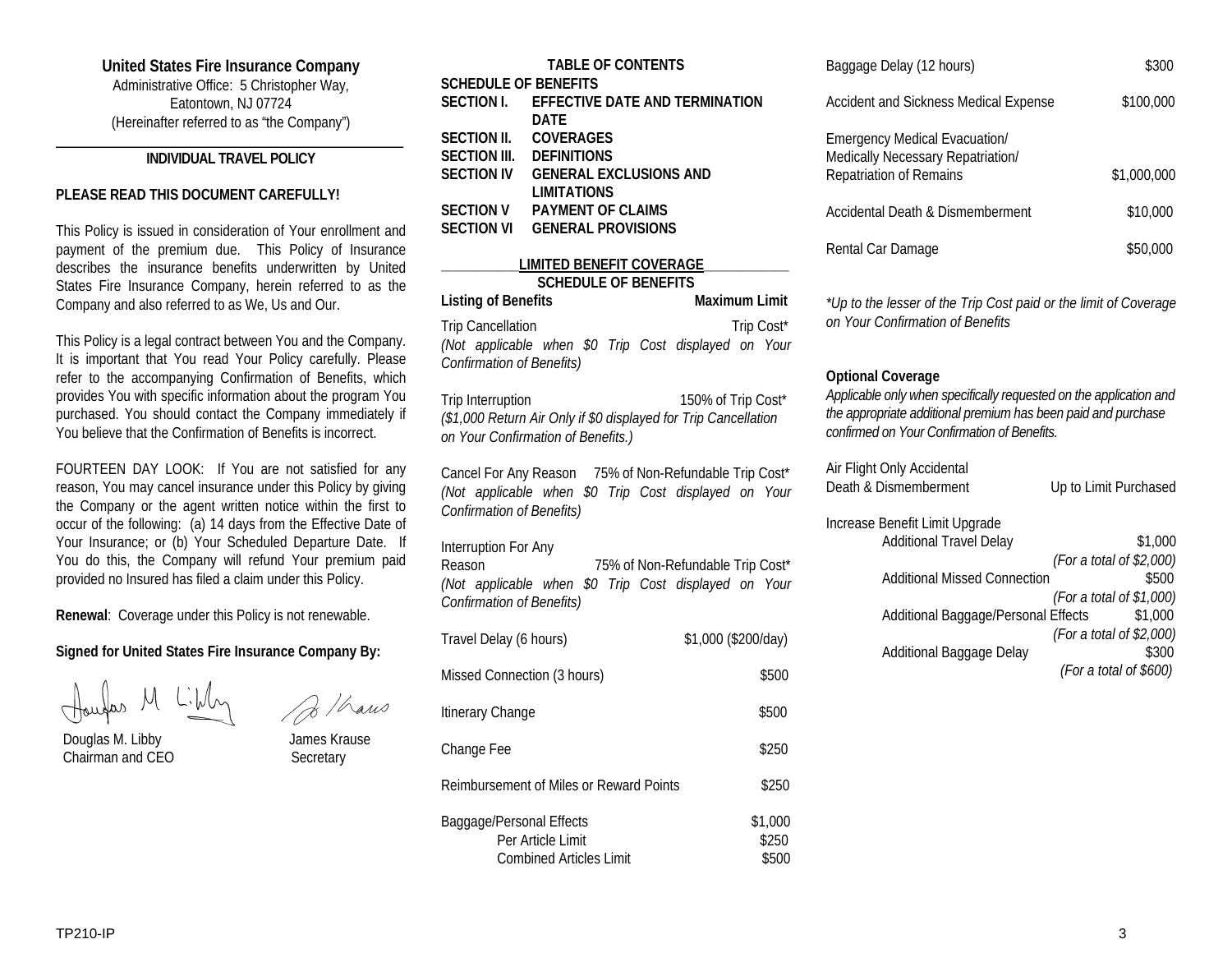**United States Fire Insurance Company**
Administrative Office: 5 Christopher Way,
Eatontown, NJ 07724
(Hereinafter referred to as "the Company")

## INDIVIDUAL TRAVEL POLICY

**PLEASE READ THIS DOCUMENT CAREFULLY!**

This Policy is issued in consideration of Your enrollment and payment of the premium due. This Policy of Insurance describes the insurance benefits underwritten by United States Fire Insurance Company, herein referred to as the Company and also referred to as We, Us and Our.

This Policy is a legal contract between You and the Company. It is important that You read Your Policy carefully. Please refer to the accompanying Confirmation of Benefits, which provides You with specific information about the program You purchased. You should contact the Company immediately if You believe that the Confirmation of Benefits is incorrect.

FOURTEEN DAY LOOK: If You are not satisfied for any reason, You may cancel insurance under this Policy by giving the Company or the agent written notice within the first to occur of the following: (a) 14 days from the Effective Date of Your Insurance; or (b) Your Scheduled Departure Date. If You do this, the Company will refund Your premium paid provided no Insured has filed a claim under this Policy.

**Renewal**: Coverage under this Policy is not renewable.

**Signed for United States Fire Insurance Company By:**

Douglas M. Libby
Chairman and CEO

James Krause
Secretary

## TABLE OF CONTENTS

**SCHEDULE OF BENEFITS**
**SECTION I. EFFECTIVE DATE AND TERMINATION DATE**
**SECTION II. COVERAGES**
**SECTION III. DEFINITIONS**
**SECTION IV GENERAL EXCLUSIONS AND LIMITATIONS**
**SECTION V PAYMENT OF CLAIMS**
**SECTION VI GENERAL PROVISIONS**

## LIMITED BENEFIT COVERAGE
## SCHEDULE OF BENEFITS

| Listing of Benefits | Maximum Limit |
|---|---|
| Trip Cancellation<br>*(Not applicable when $0 Trip Cost displayed on Your Confirmation of Benefits)* | Trip Cost* |
| Trip Interruption<br>*($1,000 Return Air Only if $0 displayed for Trip Cancellation on Your Confirmation of Benefits.)* | 150% of Trip Cost* |
| Cancel For Any Reason<br>*(Not applicable when $0 Trip Cost displayed on Your Confirmation of Benefits)* | 75% of Non-Refundable Trip Cost* |
| Interruption For Any Reason<br>*(Not applicable when $0 Trip Cost displayed on Your Confirmation of Benefits)* | 75% of Non-Refundable Trip Cost* |
| Travel Delay (6 hours) | $1,000 ($200/day) |
| Missed Connection (3 hours) | $500 |
| Itinerary Change | $500 |
| Change Fee | $250 |
| Reimbursement of Miles or Reward Points | $250 |
| Baggage/Personal Effects | $1,000 |
| Per Article Limit | $250 |
| Combined Articles Limit | $500 |
| Baggage Delay (12 hours) | $300 |
| Accident and Sickness Medical Expense | $100,000 |
| Emergency Medical Evacuation/ Medically Necessary Repatriation/ Repatriation of Remains | $1,000,000 |
| Accidental Death & Dismemberment | $10,000 |
| Rental Car Damage | $50,000 |

*\*Up to the lesser of the Trip Cost paid or the limit of Coverage on Your Confirmation of Benefits*

**Optional Coverage**
*Applicable only when specifically requested on the application and the appropriate additional premium has been paid and purchase confirmed on Your Confirmation of Benefits.*

| Benefit | Limit |
|---|---|
| Air Flight Only Accidental Death & Dismemberment | Up to Limit Purchased |
| Increase Benefit Limit Upgrade | |
| Additional Travel Delay | $1,000 *(For a total of $2,000)* |
| Additional Missed Connection | $500 *(For a total of $1,000)* |
| Additional Baggage/Personal Effects | $1,000 *(For a total of $2,000)* |
| Additional Baggage Delay | $300 *(For a total of $600)* |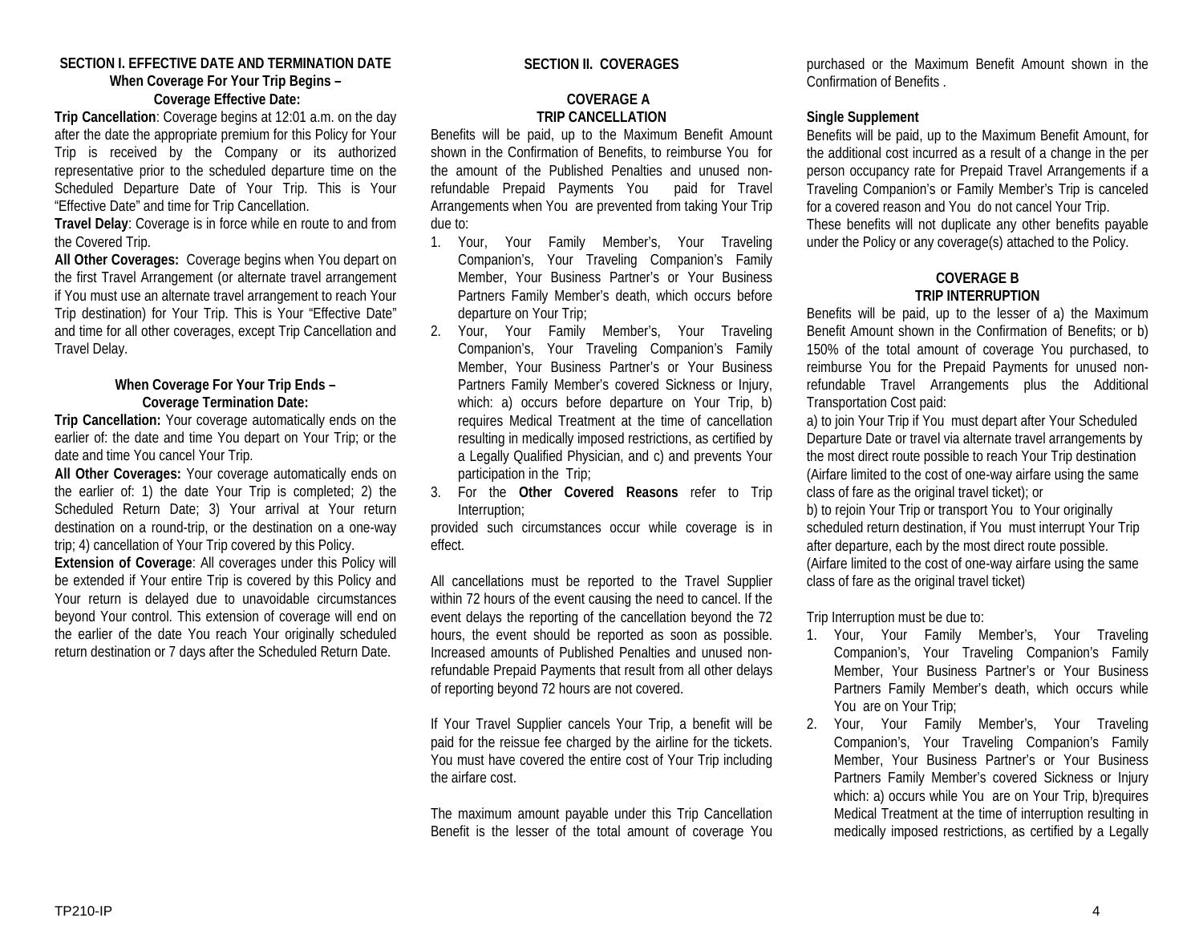## SECTION I. EFFECTIVE DATE AND TERMINATION DATE

### When Coverage For Your Trip Begins – Coverage Effective Date:

**Trip Cancellation**: Coverage begins at 12:01 a.m. on the day after the date the appropriate premium for this Policy for Your Trip is received by the Company or its authorized representative prior to the scheduled departure time on the Scheduled Departure Date of Your Trip. This is Your "Effective Date" and time for Trip Cancellation.

**Travel Delay**: Coverage is in force while en route to and from the Covered Trip.

**All Other Coverages:** Coverage begins when You depart on the first Travel Arrangement (or alternate travel arrangement if You must use an alternate travel arrangement to reach Your Trip destination) for Your Trip. This is Your "Effective Date" and time for all other coverages, except Trip Cancellation and Travel Delay.

### When Coverage For Your Trip Ends – Coverage Termination Date:

**Trip Cancellation:** Your coverage automatically ends on the earlier of: the date and time You depart on Your Trip; or the date and time You cancel Your Trip.

**All Other Coverages:** Your coverage automatically ends on the earlier of: 1) the date Your Trip is completed; 2) the Scheduled Return Date; 3) Your arrival at Your return destination on a round-trip, or the destination on a one-way trip; 4) cancellation of Your Trip covered by this Policy.

**Extension of Coverage**: All coverages under this Policy will be extended if Your entire Trip is covered by this Policy and Your return is delayed due to unavoidable circumstances beyond Your control. This extension of coverage will end on the earlier of the date You reach Your originally scheduled return destination or 7 days after the Scheduled Return Date.

## SECTION II. COVERAGES

### COVERAGE A
### TRIP CANCELLATION

Benefits will be paid, up to the Maximum Benefit Amount shown in the Confirmation of Benefits, to reimburse You for the amount of the Published Penalties and unused non-refundable Prepaid Payments You paid for Travel Arrangements when You are prevented from taking Your Trip due to:

1. Your, Your Family Member's, Your Traveling Companion's, Your Traveling Companion's Family Member, Your Business Partner's or Your Business Partners Family Member's death, which occurs before departure on Your Trip;
2. Your, Your Family Member's, Your Traveling Companion's, Your Traveling Companion's Family Member, Your Business Partner's or Your Business Partners Family Member's covered Sickness or Injury, which: a) occurs before departure on Your Trip, b) requires Medical Treatment at the time of cancellation resulting in medically imposed restrictions, as certified by a Legally Qualified Physician, and c) and prevents Your participation in the Trip;
3. For the **Other Covered Reasons** refer to Trip Interruption;

provided such circumstances occur while coverage is in effect.

All cancellations must be reported to the Travel Supplier within 72 hours of the event causing the need to cancel. If the event delays the reporting of the cancellation beyond the 72 hours, the event should be reported as soon as possible. Increased amounts of Published Penalties and unused non-refundable Prepaid Payments that result from all other delays of reporting beyond 72 hours are not covered.

If Your Travel Supplier cancels Your Trip, a benefit will be paid for the reissue fee charged by the airline for the tickets. You must have covered the entire cost of Your Trip including the airfare cost.

The maximum amount payable under this Trip Cancellation Benefit is the lesser of the total amount of coverage You purchased or the Maximum Benefit Amount shown in the Confirmation of Benefits .

**Single Supplement**

Benefits will be paid, up to the Maximum Benefit Amount, for the additional cost incurred as a result of a change in the per person occupancy rate for Prepaid Travel Arrangements if a Traveling Companion's or Family Member's Trip is canceled for a covered reason and You do not cancel Your Trip.

These benefits will not duplicate any other benefits payable under the Policy or any coverage(s) attached to the Policy.

### COVERAGE B
### TRIP INTERRUPTION

Benefits will be paid, up to the lesser of a) the Maximum Benefit Amount shown in the Confirmation of Benefits; or b) 150% of the total amount of coverage You purchased, to reimburse You for the Prepaid Payments for unused non-refundable Travel Arrangements plus the Additional Transportation Cost paid:

a) to join Your Trip if You must depart after Your Scheduled Departure Date or travel via alternate travel arrangements by the most direct route possible to reach Your Trip destination (Airfare limited to the cost of one-way airfare using the same class of fare as the original travel ticket); or

b) to rejoin Your Trip or transport You to Your originally scheduled return destination, if You must interrupt Your Trip after departure, each by the most direct route possible. (Airfare limited to the cost of one-way airfare using the same class of fare as the original travel ticket)

Trip Interruption must be due to:

1. Your, Your Family Member's, Your Traveling Companion's, Your Traveling Companion's Family Member, Your Business Partner's or Your Business Partners Family Member's death, which occurs while You are on Your Trip;
2. Your, Your Family Member's, Your Traveling Companion's, Your Traveling Companion's Family Member, Your Business Partner's or Your Business Partners Family Member's covered Sickness or Injury which: a) occurs while You are on Your Trip, b)requires Medical Treatment at the time of interruption resulting in medically imposed restrictions, as certified by a Legally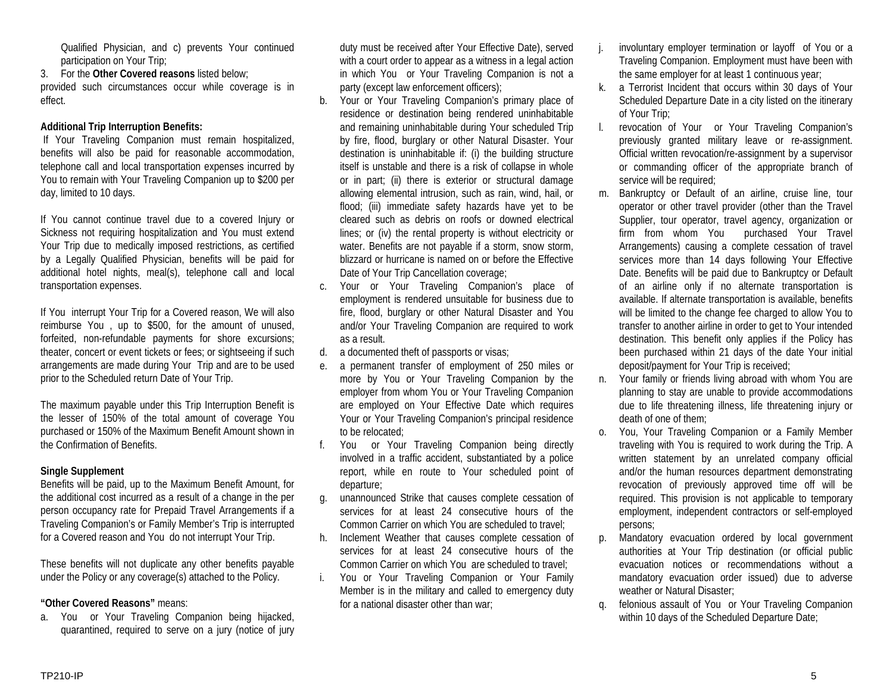Qualified Physician, and c) prevents Your continued participation on Your Trip;

3. For the **Other Covered reasons** listed below;

provided such circumstances occur while coverage is in effect.

**Additional Trip Interruption Benefits:**

If Your Traveling Companion must remain hospitalized, benefits will also be paid for reasonable accommodation, telephone call and local transportation expenses incurred by You to remain with Your Traveling Companion up to $200 per day, limited to 10 days.

If You cannot continue travel due to a covered Injury or Sickness not requiring hospitalization and You must extend Your Trip due to medically imposed restrictions, as certified by a Legally Qualified Physician, benefits will be paid for additional hotel nights, meal(s), telephone call and local transportation expenses.

If You interrupt Your Trip for a Covered reason, We will also reimburse You , up to $500, for the amount of unused, forfeited, non-refundable payments for shore excursions; theater, concert or event tickets or fees; or sightseeing if such arrangements are made during Your Trip and are to be used prior to the Scheduled return Date of Your Trip.

The maximum payable under this Trip Interruption Benefit is the lesser of 150% of the total amount of coverage You purchased or 150% of the Maximum Benefit Amount shown in the Confirmation of Benefits.

**Single Supplement**

Benefits will be paid, up to the Maximum Benefit Amount, for the additional cost incurred as a result of a change in the per person occupancy rate for Prepaid Travel Arrangements if a Traveling Companion's or Family Member's Trip is interrupted for a Covered reason and You do not interrupt Your Trip.

These benefits will not duplicate any other benefits payable under the Policy or any coverage(s) attached to the Policy.

**"Other Covered Reasons"** means:

a. You or Your Traveling Companion being hijacked, quarantined, required to serve on a jury (notice of jury duty must be received after Your Effective Date), served with a court order to appear as a witness in a legal action in which You or Your Traveling Companion is not a party (except law enforcement officers);
b. Your or Your Traveling Companion's primary place of residence or destination being rendered uninhabitable and remaining uninhabitable during Your scheduled Trip by fire, flood, burglary or other Natural Disaster. Your destination is uninhabitable if: (i) the building structure itself is unstable and there is a risk of collapse in whole or in part; (ii) there is exterior or structural damage allowing elemental intrusion, such as rain, wind, hail, or flood; (iii) immediate safety hazards have yet to be cleared such as debris on roofs or downed electrical lines; or (iv) the rental property is without electricity or water. Benefits are not payable if a storm, snow storm, blizzard or hurricane is named on or before the Effective Date of Your Trip Cancellation coverage;
c. Your or Your Traveling Companion's place of employment is rendered unsuitable for business due to fire, flood, burglary or other Natural Disaster and You and/or Your Traveling Companion are required to work as a result.
d. a documented theft of passports or visas;
e. a permanent transfer of employment of 250 miles or more by You or Your Traveling Companion by the employer from whom You or Your Traveling Companion are employed on Your Effective Date which requires Your or Your Traveling Companion's principal residence to be relocated;
f. You or Your Traveling Companion being directly involved in a traffic accident, substantiated by a police report, while en route to Your scheduled point of departure;
g. unannounced Strike that causes complete cessation of services for at least 24 consecutive hours of the Common Carrier on which You are scheduled to travel;
h. Inclement Weather that causes complete cessation of services for at least 24 consecutive hours of the Common Carrier on which You are scheduled to travel;
i. You or Your Traveling Companion or Your Family Member is in the military and called to emergency duty for a national disaster other than war;
j. involuntary employer termination or layoff of You or a Traveling Companion. Employment must have been with the same employer for at least 1 continuous year;
k. a Terrorist Incident that occurs within 30 days of Your Scheduled Departure Date in a city listed on the itinerary of Your Trip;
l. revocation of Your or Your Traveling Companion's previously granted military leave or re-assignment. Official written revocation/re-assignment by a supervisor or commanding officer of the appropriate branch of service will be required;
m. Bankruptcy or Default of an airline, cruise line, tour operator or other travel provider (other than the Travel Supplier, tour operator, travel agency, organization or firm from whom You purchased Your Travel Arrangements) causing a complete cessation of travel services more than 14 days following Your Effective Date. Benefits will be paid due to Bankruptcy or Default of an airline only if no alternate transportation is available. If alternate transportation is available, benefits will be limited to the change fee charged to allow You to transfer to another airline in order to get to Your intended destination. This benefit only applies if the Policy has been purchased within 21 days of the date Your initial deposit/payment for Your Trip is received;
n. Your family or friends living abroad with whom You are planning to stay are unable to provide accommodations due to life threatening illness, life threatening injury or death of one of them;
o. You, Your Traveling Companion or a Family Member traveling with You is required to work during the Trip. A written statement by an unrelated company official and/or the human resources department demonstrating revocation of previously approved time off will be required. This provision is not applicable to temporary employment, independent contractors or self-employed persons;
p. Mandatory evacuation ordered by local government authorities at Your Trip destination (or official public evacuation notices or recommendations without a mandatory evacuation order issued) due to adverse weather or Natural Disaster;
q. felonious assault of You or Your Traveling Companion within 10 days of the Scheduled Departure Date;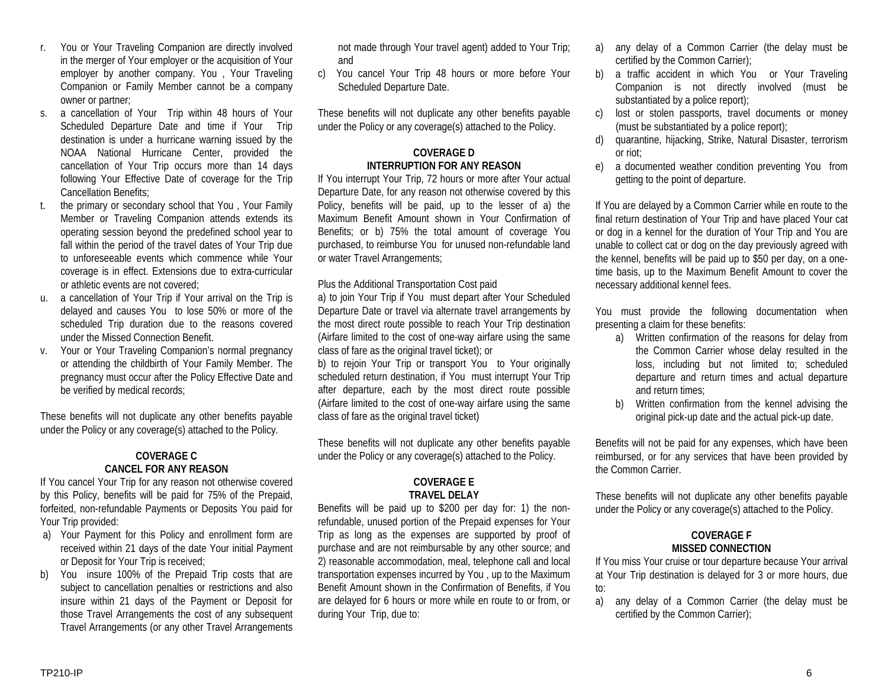r. You or Your Traveling Companion are directly involved in the merger of Your employer or the acquisition of Your employer by another company. You , Your Traveling Companion or Family Member cannot be a company owner or partner;

s. a cancellation of Your Trip within 48 hours of Your Scheduled Departure Date and time if Your Trip destination is under a hurricane warning issued by the NOAA National Hurricane Center, provided the cancellation of Your Trip occurs more than 14 days following Your Effective Date of coverage for the Trip Cancellation Benefits;

t. the primary or secondary school that You , Your Family Member or Traveling Companion attends extends its operating session beyond the predefined school year to fall within the period of the travel dates of Your Trip due to unforeseeable events which commence while Your coverage is in effect. Extensions due to extra-curricular or athletic events are not covered;

u. a cancellation of Your Trip if Your arrival on the Trip is delayed and causes You to lose 50% or more of the scheduled Trip duration due to the reasons covered under the Missed Connection Benefit.

v. Your or Your Traveling Companion's normal pregnancy or attending the childbirth of Your Family Member. The pregnancy must occur after the Policy Effective Date and be verified by medical records;

These benefits will not duplicate any other benefits payable under the Policy or any coverage(s) attached to the Policy.

## COVERAGE C
## CANCEL FOR ANY REASON

If You cancel Your Trip for any reason not otherwise covered by this Policy, benefits will be paid for 75% of the Prepaid, forfeited, non-refundable Payments or Deposits You paid for Your Trip provided:

a) Your Payment for this Policy and enrollment form are received within 21 days of the date Your initial Payment or Deposit for Your Trip is received;

b) You insure 100% of the Prepaid Trip costs that are subject to cancellation penalties or restrictions and also insure within 21 days of the Payment or Deposit for those Travel Arrangements the cost of any subsequent Travel Arrangements (or any other Travel Arrangements not made through Your travel agent) added to Your Trip; and

c) You cancel Your Trip 48 hours or more before Your Scheduled Departure Date.

These benefits will not duplicate any other benefits payable under the Policy or any coverage(s) attached to the Policy.

## COVERAGE D
## INTERRUPTION FOR ANY REASON

If You interrupt Your Trip, 72 hours or more after Your actual Departure Date, for any reason not otherwise covered by this Policy, benefits will be paid, up to the lesser of a) the Maximum Benefit Amount shown in Your Confirmation of Benefits; or b) 75% the total amount of coverage You purchased, to reimburse You for unused non-refundable land or water Travel Arrangements;

Plus the Additional Transportation Cost paid

a) to join Your Trip if You must depart after Your Scheduled Departure Date or travel via alternate travel arrangements by the most direct route possible to reach Your Trip destination (Airfare limited to the cost of one-way airfare using the same class of fare as the original travel ticket); or

b) to rejoin Your Trip or transport You to Your originally scheduled return destination, if You must interrupt Your Trip after departure, each by the most direct route possible (Airfare limited to the cost of one-way airfare using the same class of fare as the original travel ticket)

These benefits will not duplicate any other benefits payable under the Policy or any coverage(s) attached to the Policy.

## COVERAGE E
## TRAVEL DELAY

Benefits will be paid up to $200 per day for: 1) the non-refundable, unused portion of the Prepaid expenses for Your Trip as long as the expenses are supported by proof of purchase and are not reimbursable by any other source; and 2) reasonable accommodation, meal, telephone call and local transportation expenses incurred by You , up to the Maximum Benefit Amount shown in the Confirmation of Benefits, if You are delayed for 6 hours or more while en route to or from, or during Your Trip, due to:

a) any delay of a Common Carrier (the delay must be certified by the Common Carrier);

b) a traffic accident in which You or Your Traveling Companion is not directly involved (must be substantiated by a police report);

c) lost or stolen passports, travel documents or money (must be substantiated by a police report);

d) quarantine, hijacking, Strike, Natural Disaster, terrorism or riot;

e) a documented weather condition preventing You from getting to the point of departure.

If You are delayed by a Common Carrier while en route to the final return destination of Your Trip and have placed Your cat or dog in a kennel for the duration of Your Trip and You are unable to collect cat or dog on the day previously agreed with the kennel, benefits will be paid up to $50 per day, on a one-time basis, up to the Maximum Benefit Amount to cover the necessary additional kennel fees.

You must provide the following documentation when presenting a claim for these benefits:

a) Written confirmation of the reasons for delay from the Common Carrier whose delay resulted in the loss, including but not limited to; scheduled departure and return times and actual departure and return times;

b) Written confirmation from the kennel advising the original pick-up date and the actual pick-up date.

Benefits will not be paid for any expenses, which have been reimbursed, or for any services that have been provided by the Common Carrier.

These benefits will not duplicate any other benefits payable under the Policy or any coverage(s) attached to the Policy.

## COVERAGE F
## MISSED CONNECTION

If You miss Your cruise or tour departure because Your arrival at Your Trip destination is delayed for 3 or more hours, due to:

a) any delay of a Common Carrier (the delay must be certified by the Common Carrier);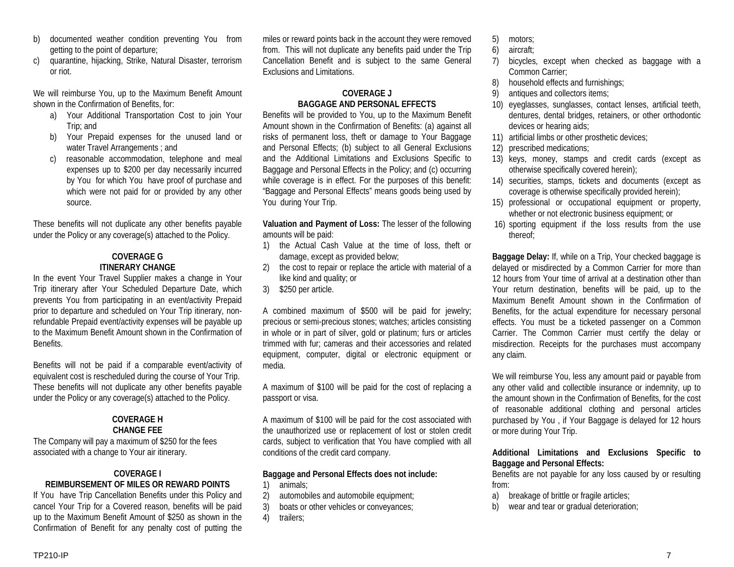b) documented weather condition preventing You from getting to the point of departure;
c) quarantine, hijacking, Strike, Natural Disaster, terrorism or riot.

We will reimburse You, up to the Maximum Benefit Amount shown in the Confirmation of Benefits, for:

a) Your Additional Transportation Cost to join Your Trip; and
b) Your Prepaid expenses for the unused land or water Travel Arrangements ; and
c) reasonable accommodation, telephone and meal expenses up to $200 per day necessarily incurred by You for which You have proof of purchase and which were not paid for or provided by any other source.

These benefits will not duplicate any other benefits payable under the Policy or any coverage(s) attached to the Policy.

**COVERAGE G**
**ITINERARY CHANGE**

In the event Your Travel Supplier makes a change in Your Trip itinerary after Your Scheduled Departure Date, which prevents You from participating in an event/activity Prepaid prior to departure and scheduled on Your Trip itinerary, non-refundable Prepaid event/activity expenses will be payable up to the Maximum Benefit Amount shown in the Confirmation of Benefits.

Benefits will not be paid if a comparable event/activity of equivalent cost is rescheduled during the course of Your Trip. These benefits will not duplicate any other benefits payable under the Policy or any coverage(s) attached to the Policy.

**COVERAGE H**
**CHANGE FEE**

The Company will pay a maximum of $250 for the fees associated with a change to Your air itinerary.

**COVERAGE I**
**REIMBURSEMENT OF MILES OR REWARD POINTS**

If You have Trip Cancellation Benefits under this Policy and cancel Your Trip for a Covered reason, benefits will be paid up to the Maximum Benefit Amount of $250 as shown in the Confirmation of Benefit for any penalty cost of putting the miles or reward points back in the account they were removed from. This will not duplicate any benefits paid under the Trip Cancellation Benefit and is subject to the same General Exclusions and Limitations.

**COVERAGE J**
**BAGGAGE AND PERSONAL EFFECTS**

Benefits will be provided to You, up to the Maximum Benefit Amount shown in the Confirmation of Benefits: (a) against all risks of permanent loss, theft or damage to Your Baggage and Personal Effects; (b) subject to all General Exclusions and the Additional Limitations and Exclusions Specific to Baggage and Personal Effects in the Policy; and (c) occurring while coverage is in effect. For the purposes of this benefit: "Baggage and Personal Effects" means goods being used by You during Your Trip.

**Valuation and Payment of Loss:** The lesser of the following amounts will be paid:

1) the Actual Cash Value at the time of loss, theft or damage, except as provided below;
2) the cost to repair or replace the article with material of a like kind and quality; or
3) $250 per article.

A combined maximum of $500 will be paid for jewelry; precious or semi-precious stones; watches; articles consisting in whole or in part of silver, gold or platinum; furs or articles trimmed with fur; cameras and their accessories and related equipment, computer, digital or electronic equipment or media.

A maximum of $100 will be paid for the cost of replacing a passport or visa.

A maximum of $100 will be paid for the cost associated with the unauthorized use or replacement of lost or stolen credit cards, subject to verification that You have complied with all conditions of the credit card company.

**Baggage and Personal Effects does not include:**

1) animals;
2) automobiles and automobile equipment;
3) boats or other vehicles or conveyances;
4) trailers;
5) motors;
6) aircraft;
7) bicycles, except when checked as baggage with a Common Carrier;
8) household effects and furnishings;
9) antiques and collectors items;
10) eyeglasses, sunglasses, contact lenses, artificial teeth, dentures, dental bridges, retainers, or other orthodontic devices or hearing aids;
11) artificial limbs or other prosthetic devices;
12) prescribed medications;
13) keys, money, stamps and credit cards (except as otherwise specifically covered herein);
14) securities, stamps, tickets and documents (except as coverage is otherwise specifically provided herein);
15) professional or occupational equipment or property, whether or not electronic business equipment; or
16) sporting equipment if the loss results from the use thereof;

**Baggage Delay:** If, while on a Trip, Your checked baggage is delayed or misdirected by a Common Carrier for more than 12 hours from Your time of arrival at a destination other than Your return destination, benefits will be paid, up to the Maximum Benefit Amount shown in the Confirmation of Benefits, for the actual expenditure for necessary personal effects. You must be a ticketed passenger on a Common Carrier. The Common Carrier must certify the delay or misdirection. Receipts for the purchases must accompany any claim.

We will reimburse You, less any amount paid or payable from any other valid and collectible insurance or indemnity, up to the amount shown in the Confirmation of Benefits, for the cost of reasonable additional clothing and personal articles purchased by You , if Your Baggage is delayed for 12 hours or more during Your Trip.

**Additional Limitations and Exclusions Specific to Baggage and Personal Effects:**

Benefits are not payable for any loss caused by or resulting from:

a) breakage of brittle or fragile articles;
b) wear and tear or gradual deterioration;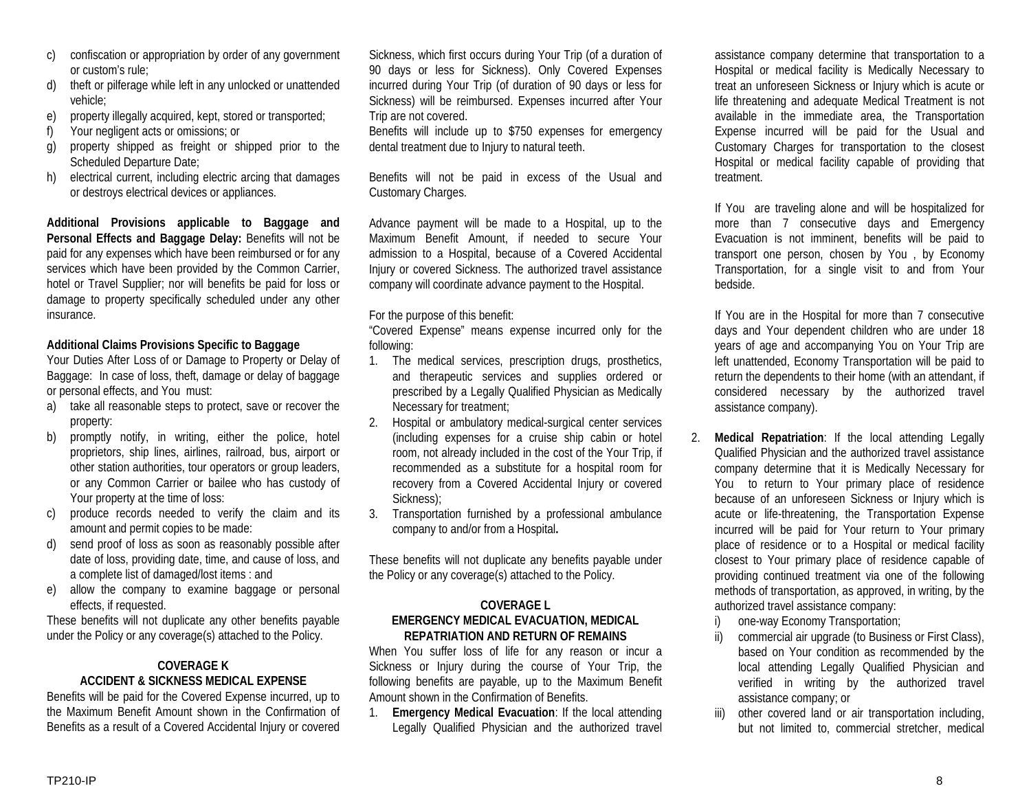c) confiscation or appropriation by order of any government or custom's rule;
d) theft or pilferage while left in any unlocked or unattended vehicle;
e) property illegally acquired, kept, stored or transported;
f) Your negligent acts or omissions; or
g) property shipped as freight or shipped prior to the Scheduled Departure Date;
h) electrical current, including electric arcing that damages or destroys electrical devices or appliances.

**Additional Provisions applicable to Baggage and Personal Effects and Baggage Delay:** Benefits will not be paid for any expenses which have been reimbursed or for any services which have been provided by the Common Carrier, hotel or Travel Supplier; nor will benefits be paid for loss or damage to property specifically scheduled under any other insurance.

**Additional Claims Provisions Specific to Baggage**

Your Duties After Loss of or Damage to Property or Delay of Baggage: In case of loss, theft, damage or delay of baggage or personal effects, and You must:

a) take all reasonable steps to protect, save or recover the property:
b) promptly notify, in writing, either the police, hotel proprietors, ship lines, airlines, railroad, bus, airport or other station authorities, tour operators or group leaders, or any Common Carrier or bailee who has custody of Your property at the time of loss:
c) produce records needed to verify the claim and its amount and permit copies to be made:
d) send proof of loss as soon as reasonably possible after date of loss, providing date, time, and cause of loss, and a complete list of damaged/lost items : and
e) allow the company to examine baggage or personal effects, if requested.

These benefits will not duplicate any other benefits payable under the Policy or any coverage(s) attached to the Policy.

## COVERAGE K
## ACCIDENT & SICKNESS MEDICAL EXPENSE

Benefits will be paid for the Covered Expense incurred, up to the Maximum Benefit Amount shown in the Confirmation of Benefits as a result of a Covered Accidental Injury or covered Sickness, which first occurs during Your Trip (of a duration of 90 days or less for Sickness). Only Covered Expenses incurred during Your Trip (of duration of 90 days or less for Sickness) will be reimbursed. Expenses incurred after Your Trip are not covered.

Benefits will include up to $750 expenses for emergency dental treatment due to Injury to natural teeth.

Benefits will not be paid in excess of the Usual and Customary Charges.

Advance payment will be made to a Hospital, up to the Maximum Benefit Amount, if needed to secure Your admission to a Hospital, because of a Covered Accidental Injury or covered Sickness. The authorized travel assistance company will coordinate advance payment to the Hospital.

For the purpose of this benefit:

"Covered Expense" means expense incurred only for the following:

1. The medical services, prescription drugs, prosthetics, and therapeutic services and supplies ordered or prescribed by a Legally Qualified Physician as Medically Necessary for treatment;
2. Hospital or ambulatory medical-surgical center services (including expenses for a cruise ship cabin or hotel room, not already included in the cost of the Your Trip, if recommended as a substitute for a hospital room for recovery from a Covered Accidental Injury or covered Sickness);
3. Transportation furnished by a professional ambulance company to and/or from a Hospital**.**

These benefits will not duplicate any benefits payable under the Policy or any coverage(s) attached to the Policy.

## COVERAGE L
## EMERGENCY MEDICAL EVACUATION, MEDICAL REPATRIATION AND RETURN OF REMAINS

When You suffer loss of life for any reason or incur a Sickness or Injury during the course of Your Trip, the following benefits are payable, up to the Maximum Benefit Amount shown in the Confirmation of Benefits.

1. **Emergency Medical Evacuation**: If the local attending Legally Qualified Physician and the authorized travel assistance company determine that transportation to a Hospital or medical facility is Medically Necessary to treat an unforeseen Sickness or Injury which is acute or life threatening and adequate Medical Treatment is not available in the immediate area, the Transportation Expense incurred will be paid for the Usual and Customary Charges for transportation to the closest Hospital or medical facility capable of providing that treatment.

   If You are traveling alone and will be hospitalized for more than 7 consecutive days and Emergency Evacuation is not imminent, benefits will be paid to transport one person, chosen by You , by Economy Transportation, for a single visit to and from Your bedside.

   If You are in the Hospital for more than 7 consecutive days and Your dependent children who are under 18 years of age and accompanying You on Your Trip are left unattended, Economy Transportation will be paid to return the dependents to their home (with an attendant, if considered necessary by the authorized travel assistance company).

2. **Medical Repatriation**: If the local attending Legally Qualified Physician and the authorized travel assistance company determine that it is Medically Necessary for You to return to Your primary place of residence because of an unforeseen Sickness or Injury which is acute or life-threatening, the Transportation Expense incurred will be paid for Your return to Your primary place of residence or to a Hospital or medical facility closest to Your primary place of residence capable of providing continued treatment via one of the following methods of transportation, as approved, in writing, by the authorized travel assistance company:
   i) one-way Economy Transportation;
   ii) commercial air upgrade (to Business or First Class), based on Your condition as recommended by the local attending Legally Qualified Physician and verified in writing by the authorized travel assistance company; or
   iii) other covered land or air transportation including, but not limited to, commercial stretcher, medical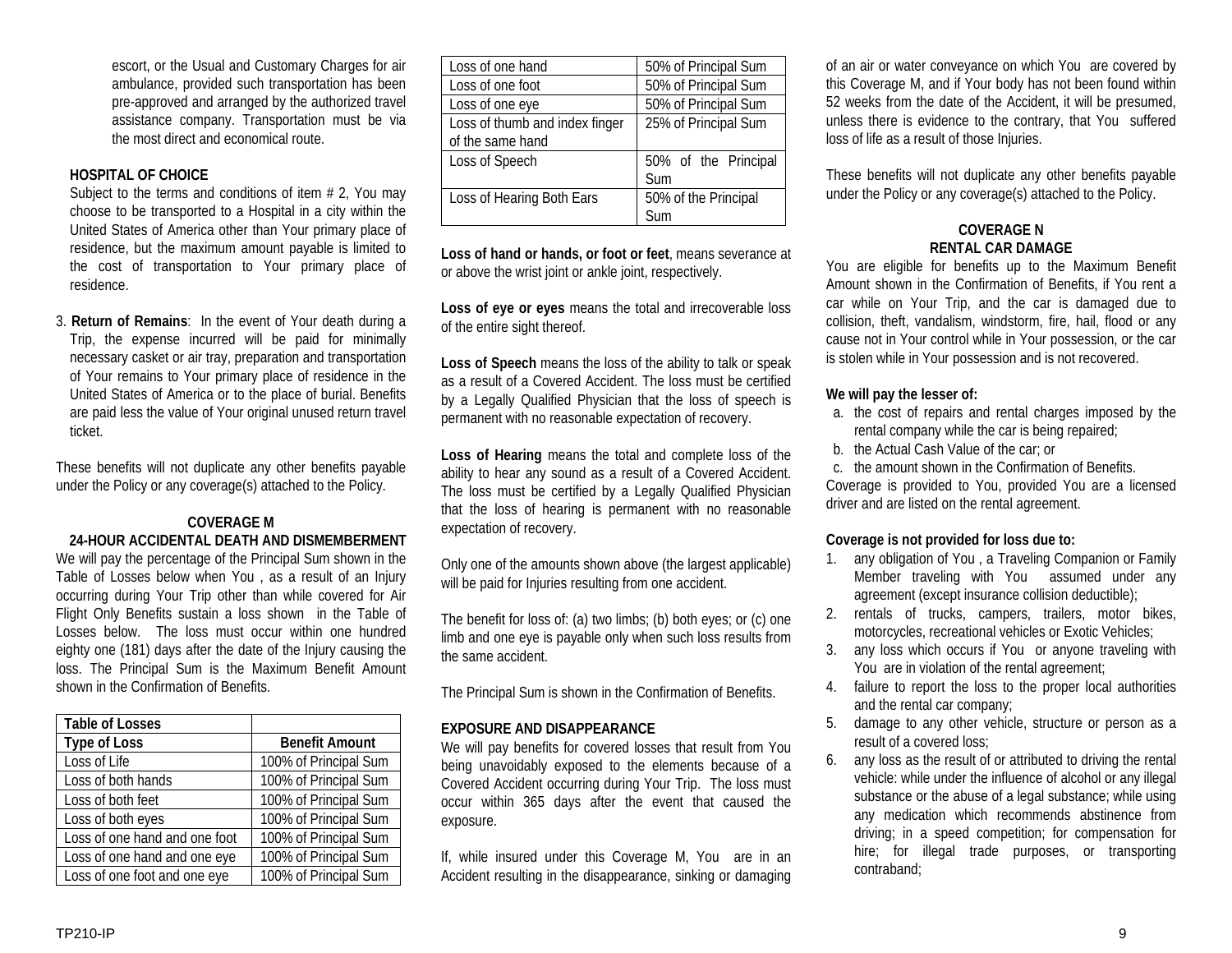escort, or the Usual and Customary Charges for air ambulance, provided such transportation has been pre-approved and arranged by the authorized travel assistance company. Transportation must be via the most direct and economical route.

**HOSPITAL OF CHOICE**

Subject to the terms and conditions of item # 2, You may choose to be transported to a Hospital in a city within the United States of America other than Your primary place of residence, but the maximum amount payable is limited to the cost of transportation to Your primary place of residence.

3. **Return of Remains**: In the event of Your death during a Trip, the expense incurred will be paid for minimally necessary casket or air tray, preparation and transportation of Your remains to Your primary place of residence in the United States of America or to the place of burial. Benefits are paid less the value of Your original unused return travel ticket.

These benefits will not duplicate any other benefits payable under the Policy or any coverage(s) attached to the Policy.

**COVERAGE M**
**24-HOUR ACCIDENTAL DEATH AND DISMEMBERMENT**

We will pay the percentage of the Principal Sum shown in the Table of Losses below when You , as a result of an Injury occurring during Your Trip other than while covered for Air Flight Only Benefits sustain a loss shown in the Table of Losses below. The loss must occur within one hundred eighty one (181) days after the date of the Injury causing the loss. The Principal Sum is the Maximum Benefit Amount shown in the Confirmation of Benefits.

| **Table of Losses** | |
|---|---|
| **Type of Loss** | **Benefit Amount** |
| Loss of Life | 100% of Principal Sum |
| Loss of both hands | 100% of Principal Sum |
| Loss of both feet | 100% of Principal Sum |
| Loss of both eyes | 100% of Principal Sum |
| Loss of one hand and one foot | 100% of Principal Sum |
| Loss of one hand and one eye | 100% of Principal Sum |
| Loss of one foot and one eye | 100% of Principal Sum |
| Loss of one hand | 50% of Principal Sum |
| Loss of one foot | 50% of Principal Sum |
| Loss of one eye | 50% of Principal Sum |
| Loss of thumb and index finger of the same hand | 25% of Principal Sum |
| Loss of Speech | 50% of the Principal Sum |
| Loss of Hearing Both Ears | 50% of the Principal Sum |

**Loss of hand or hands, or foot or feet**, means severance at or above the wrist joint or ankle joint, respectively.

**Loss of eye or eyes** means the total and irrecoverable loss of the entire sight thereof.

**Loss of Speech** means the loss of the ability to talk or speak as a result of a Covered Accident. The loss must be certified by a Legally Qualified Physician that the loss of speech is permanent with no reasonable expectation of recovery.

**Loss of Hearing** means the total and complete loss of the ability to hear any sound as a result of a Covered Accident. The loss must be certified by a Legally Qualified Physician that the loss of hearing is permanent with no reasonable expectation of recovery.

Only one of the amounts shown above (the largest applicable) will be paid for Injuries resulting from one accident.

The benefit for loss of: (a) two limbs; (b) both eyes; or (c) one limb and one eye is payable only when such loss results from the same accident.

The Principal Sum is shown in the Confirmation of Benefits.

**EXPOSURE AND DISAPPEARANCE**

We will pay benefits for covered losses that result from You being unavoidably exposed to the elements because of a Covered Accident occurring during Your Trip. The loss must occur within 365 days after the event that caused the exposure.

If, while insured under this Coverage M, You are in an Accident resulting in the disappearance, sinking or damaging of an air or water conveyance on which You are covered by this Coverage M, and if Your body has not been found within 52 weeks from the date of the Accident, it will be presumed, unless there is evidence to the contrary, that You suffered loss of life as a result of those Injuries.

These benefits will not duplicate any other benefits payable under the Policy or any coverage(s) attached to the Policy.

**COVERAGE N**
**RENTAL CAR DAMAGE**

You are eligible for benefits up to the Maximum Benefit Amount shown in the Confirmation of Benefits, if You rent a car while on Your Trip, and the car is damaged due to collision, theft, vandalism, windstorm, fire, hail, flood or any cause not in Your control while in Your possession, or the car is stolen while in Your possession and is not recovered.

**We will pay the lesser of:**

a. the cost of repairs and rental charges imposed by the rental company while the car is being repaired;
b. the Actual Cash Value of the car; or
c. the amount shown in the Confirmation of Benefits.

Coverage is provided to You, provided You are a licensed driver and are listed on the rental agreement.

**Coverage is not provided for loss due to:**

1. any obligation of You , a Traveling Companion or Family Member traveling with You assumed under any agreement (except insurance collision deductible);
2. rentals of trucks, campers, trailers, motor bikes, motorcycles, recreational vehicles or Exotic Vehicles;
3. any loss which occurs if You or anyone traveling with You are in violation of the rental agreement;
4. failure to report the loss to the proper local authorities and the rental car company;
5. damage to any other vehicle, structure or person as a result of a covered loss;
6. any loss as the result of or attributed to driving the rental vehicle: while under the influence of alcohol or any illegal substance or the abuse of a legal substance; while using any medication which recommends abstinence from driving; in a speed competition; for compensation for hire; for illegal trade purposes, or transporting contraband;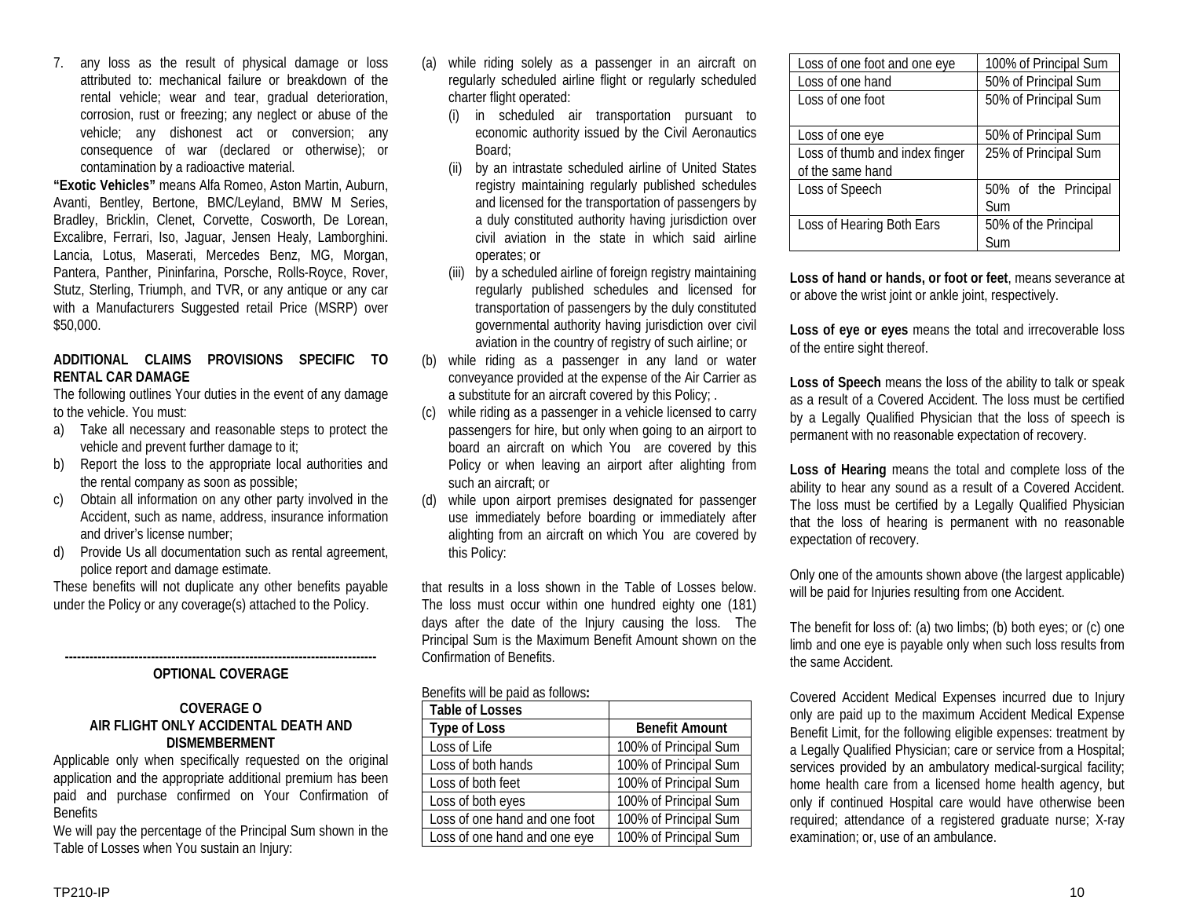7. any loss as the result of physical damage or loss attributed to: mechanical failure or breakdown of the rental vehicle; wear and tear, gradual deterioration, corrosion, rust or freezing; any neglect or abuse of the vehicle; any dishonest act or conversion; any consequence of war (declared or otherwise); or contamination by a radioactive material.

**"Exotic Vehicles"** means Alfa Romeo, Aston Martin, Auburn, Avanti, Bentley, Bertone, BMC/Leyland, BMW M Series, Bradley, Bricklin, Clenet, Corvette, Cosworth, De Lorean, Excalibre, Ferrari, Iso, Jaguar, Jensen Healy, Lamborghini. Lancia, Lotus, Maserati, Mercedes Benz, MG, Morgan, Pantera, Panther, Pininfarina, Porsche, Rolls-Royce, Rover, Stutz, Sterling, Triumph, and TVR, or any antique or any car with a Manufacturers Suggested retail Price (MSRP) over $50,000.

**ADDITIONAL CLAIMS PROVISIONS SPECIFIC TO RENTAL CAR DAMAGE**

The following outlines Your duties in the event of any damage to the vehicle. You must:

a) Take all necessary and reasonable steps to protect the vehicle and prevent further damage to it;
b) Report the loss to the appropriate local authorities and the rental company as soon as possible;
c) Obtain all information on any other party involved in the Accident, such as name, address, insurance information and driver's license number;
d) Provide Us all documentation such as rental agreement, police report and damage estimate.

These benefits will not duplicate any other benefits payable under the Policy or any coverage(s) attached to the Policy.

---

**OPTIONAL COVERAGE**

**COVERAGE O**
**AIR FLIGHT ONLY ACCIDENTAL DEATH AND DISMEMBERMENT**

Applicable only when specifically requested on the original application and the appropriate additional premium has been paid and purchase confirmed on Your Confirmation of Benefits

We will pay the percentage of the Principal Sum shown in the Table of Losses when You sustain an Injury:

(a) while riding solely as a passenger in an aircraft on regularly scheduled airline flight or regularly scheduled charter flight operated:
   (i) in scheduled air transportation pursuant to economic authority issued by the Civil Aeronautics Board;
   (ii) by an intrastate scheduled airline of United States registry maintaining regularly published schedules and licensed for the transportation of passengers by a duly constituted authority having jurisdiction over civil aviation in the state in which said airline operates; or
   (iii) by a scheduled airline of foreign registry maintaining regularly published schedules and licensed for transportation of passengers by the duly constituted governmental authority having jurisdiction over civil aviation in the country of registry of such airline; or
(b) while riding as a passenger in any land or water conveyance provided at the expense of the Air Carrier as a substitute for an aircraft covered by this Policy; .
(c) while riding as a passenger in a vehicle licensed to carry passengers for hire, but only when going to an airport to board an aircraft on which You are covered by this Policy or when leaving an airport after alighting from such an aircraft; or
(d) while upon airport premises designated for passenger use immediately before boarding or immediately after alighting from an aircraft on which You are covered by this Policy:

that results in a loss shown in the Table of Losses below. The loss must occur within one hundred eighty one (181) days after the date of the Injury causing the loss. The Principal Sum is the Maximum Benefit Amount shown on the Confirmation of Benefits.

Benefits will be paid as follows**:**

| **Table of Losses** | |
|---|---|
| **Type of Loss** | **Benefit Amount** |
| Loss of Life | 100% of Principal Sum |
| Loss of both hands | 100% of Principal Sum |
| Loss of both feet | 100% of Principal Sum |
| Loss of both eyes | 100% of Principal Sum |
| Loss of one hand and one foot | 100% of Principal Sum |
| Loss of one hand and one eye | 100% of Principal Sum |
| Loss of one foot and one eye | 100% of Principal Sum |
| Loss of one hand | 50% of Principal Sum |
| Loss of one foot | 50% of Principal Sum |
| Loss of one eye | 50% of Principal Sum |
| Loss of thumb and index finger of the same hand | 25% of Principal Sum |
| Loss of Speech | 50% of the Principal Sum |
| Loss of Hearing Both Ears | 50% of the Principal Sum |

**Loss of hand or hands, or foot or feet**, means severance at or above the wrist joint or ankle joint, respectively.

**Loss of eye or eyes** means the total and irrecoverable loss of the entire sight thereof.

**Loss of Speech** means the loss of the ability to talk or speak as a result of a Covered Accident. The loss must be certified by a Legally Qualified Physician that the loss of speech is permanent with no reasonable expectation of recovery.

**Loss of Hearing** means the total and complete loss of the ability to hear any sound as a result of a Covered Accident. The loss must be certified by a Legally Qualified Physician that the loss of hearing is permanent with no reasonable expectation of recovery.

Only one of the amounts shown above (the largest applicable) will be paid for Injuries resulting from one Accident.

The benefit for loss of: (a) two limbs; (b) both eyes; or (c) one limb and one eye is payable only when such loss results from the same Accident.

Covered Accident Medical Expenses incurred due to Injury only are paid up to the maximum Accident Medical Expense Benefit Limit, for the following eligible expenses: treatment by a Legally Qualified Physician; care or service from a Hospital; services provided by an ambulatory medical-surgical facility; home health care from a licensed home health agency, but only if continued Hospital care would have otherwise been required; attendance of a registered graduate nurse; X-ray examination; or, use of an ambulance.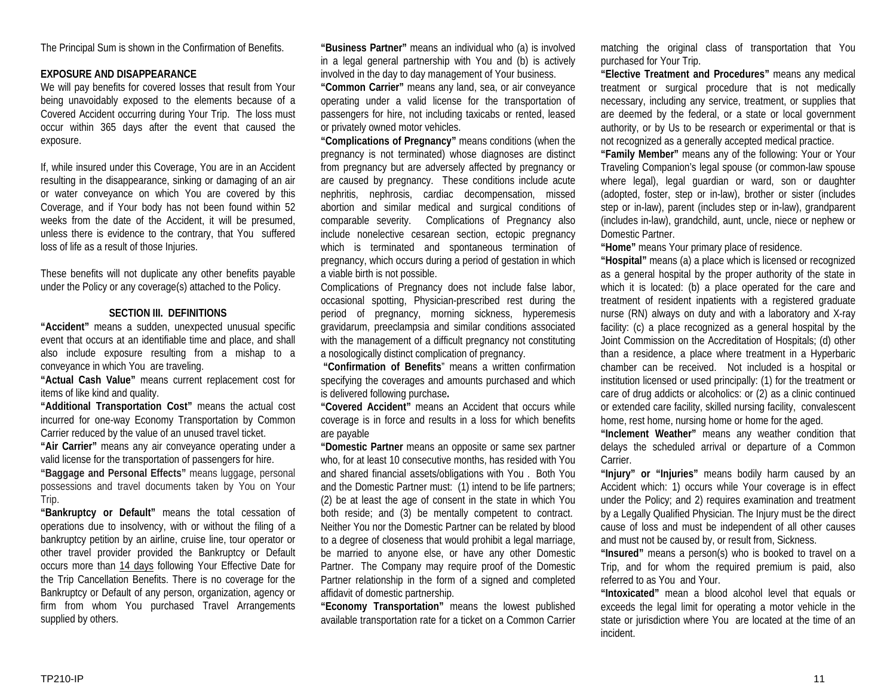The Principal Sum is shown in the Confirmation of Benefits.

**EXPOSURE AND DISAPPEARANCE**

We will pay benefits for covered losses that result from Your being unavoidably exposed to the elements because of a Covered Accident occurring during Your Trip. The loss must occur within 365 days after the event that caused the exposure.

If, while insured under this Coverage, You are in an Accident resulting in the disappearance, sinking or damaging of an air or water conveyance on which You are covered by this Coverage, and if Your body has not been found within 52 weeks from the date of the Accident, it will be presumed, unless there is evidence to the contrary, that You suffered loss of life as a result of those Injuries.

These benefits will not duplicate any other benefits payable under the Policy or any coverage(s) attached to the Policy.

## SECTION III. DEFINITIONS

**"Accident"** means a sudden, unexpected unusual specific event that occurs at an identifiable time and place, and shall also include exposure resulting from a mishap to a conveyance in which You are traveling.

**"Actual Cash Value"** means current replacement cost for items of like kind and quality.

**"Additional Transportation Cost"** means the actual cost incurred for one-way Economy Transportation by Common Carrier reduced by the value of an unused travel ticket.

**"Air Carrier"** means any air conveyance operating under a valid license for the transportation of passengers for hire.

**"Baggage and Personal Effects"** means luggage, personal possessions and travel documents taken by You on Your Trip.

**"Bankruptcy or Default"** means the total cessation of operations due to insolvency, with or without the filing of a bankruptcy petition by an airline, cruise line, tour operator or other travel provider provided the Bankruptcy or Default occurs more than 14 days following Your Effective Date for the Trip Cancellation Benefits. There is no coverage for the Bankruptcy or Default of any person, organization, agency or firm from whom You purchased Travel Arrangements supplied by others.

**"Business Partner"** means an individual who (a) is involved in a legal general partnership with You and (b) is actively involved in the day to day management of Your business.

**"Common Carrier"** means any land, sea, or air conveyance operating under a valid license for the transportation of passengers for hire, not including taxicabs or rented, leased or privately owned motor vehicles.

**"Complications of Pregnancy"** means conditions (when the pregnancy is not terminated) whose diagnoses are distinct from pregnancy but are adversely affected by pregnancy or are caused by pregnancy. These conditions include acute nephritis, nephrosis, cardiac decompensation, missed abortion and similar medical and surgical conditions of comparable severity. Complications of Pregnancy also include nonelective cesarean section, ectopic pregnancy which is terminated and spontaneous termination of pregnancy, which occurs during a period of gestation in which a viable birth is not possible.

Complications of Pregnancy does not include false labor, occasional spotting, Physician-prescribed rest during the period of pregnancy, morning sickness, hyperemesis gravidarum, preeclampsia and similar conditions associated with the management of a difficult pregnancy not constituting a nosologically distinct complication of pregnancy.

**"Confirmation of Benefits"** means a written confirmation specifying the coverages and amounts purchased and which is delivered following purchase.

**"Covered Accident"** means an Accident that occurs while coverage is in force and results in a loss for which benefits are payable

**"Domestic Partner** means an opposite or same sex partner who, for at least 10 consecutive months, has resided with You and shared financial assets/obligations with You . Both You and the Domestic Partner must: (1) intend to be life partners; (2) be at least the age of consent in the state in which You both reside; and (3) be mentally competent to contract. Neither You nor the Domestic Partner can be related by blood to a degree of closeness that would prohibit a legal marriage, be married to anyone else, or have any other Domestic Partner. The Company may require proof of the Domestic Partner relationship in the form of a signed and completed affidavit of domestic partnership.

**"Economy Transportation"** means the lowest published available transportation rate for a ticket on a Common Carrier matching the original class of transportation that You purchased for Your Trip.

**"Elective Treatment and Procedures"** means any medical treatment or surgical procedure that is not medically necessary, including any service, treatment, or supplies that are deemed by the federal, or a state or local government authority, or by Us to be research or experimental or that is not recognized as a generally accepted medical practice.

**"Family Member"** means any of the following: Your or Your Traveling Companion's legal spouse (or common-law spouse where legal), legal guardian or ward, son or daughter (adopted, foster, step or in-law), brother or sister (includes step or in-law), parent (includes step or in-law), grandparent (includes in-law), grandchild, aunt, uncle, niece or nephew or Domestic Partner.

**"Home"** means Your primary place of residence.

**"Hospital"** means (a) a place which is licensed or recognized as a general hospital by the proper authority of the state in which it is located: (b) a place operated for the care and treatment of resident inpatients with a registered graduate nurse (RN) always on duty and with a laboratory and X-ray facility: (c) a place recognized as a general hospital by the Joint Commission on the Accreditation of Hospitals; (d) other than a residence, a place where treatment in a Hyperbaric chamber can be received. Not included is a hospital or institution licensed or used principally: (1) for the treatment or care of drug addicts or alcoholics: or (2) as a clinic continued or extended care facility, skilled nursing facility, convalescent home, rest home, nursing home or home for the aged.

**"Inclement Weather"** means any weather condition that delays the scheduled arrival or departure of a Common Carrier.

**"Injury" or "Injuries"** means bodily harm caused by an Accident which: 1) occurs while Your coverage is in effect under the Policy; and 2) requires examination and treatment by a Legally Qualified Physician. The Injury must be the direct cause of loss and must be independent of all other causes and must not be caused by, or result from, Sickness.

**"Insured"** means a person(s) who is booked to travel on a Trip, and for whom the required premium is paid, also referred to as You and Your.

**"Intoxicated"** mean a blood alcohol level that equals or exceeds the legal limit for operating a motor vehicle in the state or jurisdiction where You are located at the time of an incident.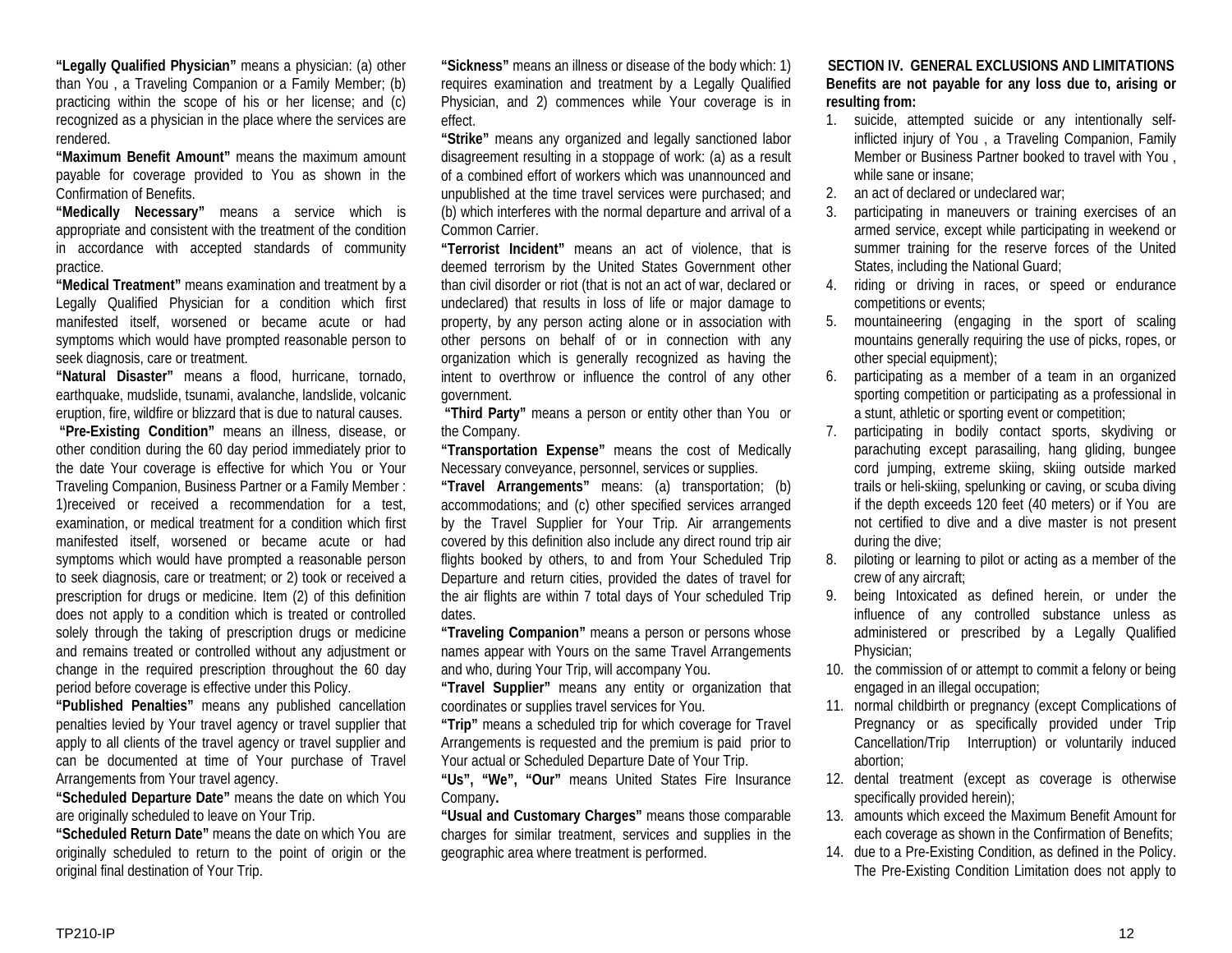**"Legally Qualified Physician"** means a physician: (a) other than You , a Traveling Companion or a Family Member; (b) practicing within the scope of his or her license; and (c) recognized as a physician in the place where the services are rendered.

**"Maximum Benefit Amount"** means the maximum amount payable for coverage provided to You as shown in the Confirmation of Benefits.

**"Medically Necessary"** means a service which is appropriate and consistent with the treatment of the condition in accordance with accepted standards of community practice.

**"Medical Treatment"** means examination and treatment by a Legally Qualified Physician for a condition which first manifested itself, worsened or became acute or had symptoms which would have prompted reasonable person to seek diagnosis, care or treatment.

**"Natural Disaster"** means a flood, hurricane, tornado, earthquake, mudslide, tsunami, avalanche, landslide, volcanic eruption, fire, wildfire or blizzard that is due to natural causes.

**"Pre-Existing Condition"** means an illness, disease, or other condition during the 60 day period immediately prior to the date Your coverage is effective for which You or Your Traveling Companion, Business Partner or a Family Member : 1)received or received a recommendation for a test, examination, or medical treatment for a condition which first manifested itself, worsened or became acute or had symptoms which would have prompted a reasonable person to seek diagnosis, care or treatment; or 2) took or received a prescription for drugs or medicine. Item (2) of this definition does not apply to a condition which is treated or controlled solely through the taking of prescription drugs or medicine and remains treated or controlled without any adjustment or change in the required prescription throughout the 60 day period before coverage is effective under this Policy.

**"Published Penalties"** means any published cancellation penalties levied by Your travel agency or travel supplier that apply to all clients of the travel agency or travel supplier and can be documented at time of Your purchase of Travel Arrangements from Your travel agency.

**"Scheduled Departure Date"** means the date on which You are originally scheduled to leave on Your Trip.

**"Scheduled Return Date"** means the date on which You are originally scheduled to return to the point of origin or the original final destination of Your Trip.

**"Sickness"** means an illness or disease of the body which: 1) requires examination and treatment by a Legally Qualified Physician, and 2) commences while Your coverage is in effect.

**"Strike"** means any organized and legally sanctioned labor disagreement resulting in a stoppage of work: (a) as a result of a combined effort of workers which was unannounced and unpublished at the time travel services were purchased; and (b) which interferes with the normal departure and arrival of a Common Carrier.

**"Terrorist Incident"** means an act of violence, that is deemed terrorism by the United States Government other than civil disorder or riot (that is not an act of war, declared or undeclared) that results in loss of life or major damage to property, by any person acting alone or in association with other persons on behalf of or in connection with any organization which is generally recognized as having the intent to overthrow or influence the control of any other government.

**"Third Party"** means a person or entity other than You or the Company.

**"Transportation Expense"** means the cost of Medically Necessary conveyance, personnel, services or supplies.

**"Travel Arrangements"** means: (a) transportation; (b) accommodations; and (c) other specified services arranged by the Travel Supplier for Your Trip. Air arrangements covered by this definition also include any direct round trip air flights booked by others, to and from Your Scheduled Trip Departure and return cities, provided the dates of travel for the air flights are within 7 total days of Your scheduled Trip dates.

**"Traveling Companion"** means a person or persons whose names appear with Yours on the same Travel Arrangements and who, during Your Trip, will accompany You.

**"Travel Supplier"** means any entity or organization that coordinates or supplies travel services for You.

**"Trip"** means a scheduled trip for which coverage for Travel Arrangements is requested and the premium is paid prior to Your actual or Scheduled Departure Date of Your Trip.

**"Us", "We", "Our"** means United States Fire Insurance Company**.**

**"Usual and Customary Charges"** means those comparable charges for similar treatment, services and supplies in the geographic area where treatment is performed.

## SECTION IV. GENERAL EXCLUSIONS AND LIMITATIONS

**Benefits are not payable for any loss due to, arising or resulting from:**

1. suicide, attempted suicide or any intentionally self-inflicted injury of You , a Traveling Companion, Family Member or Business Partner booked to travel with You , while sane or insane;
2. an act of declared or undeclared war;
3. participating in maneuvers or training exercises of an armed service, except while participating in weekend or summer training for the reserve forces of the United States, including the National Guard;
4. riding or driving in races, or speed or endurance competitions or events;
5. mountaineering (engaging in the sport of scaling mountains generally requiring the use of picks, ropes, or other special equipment);
6. participating as a member of a team in an organized sporting competition or participating as a professional in a stunt, athletic or sporting event or competition;
7. participating in bodily contact sports, skydiving or parachuting except parasailing, hang gliding, bungee cord jumping, extreme skiing, skiing outside marked trails or heli-skiing, spelunking or caving, or scuba diving if the depth exceeds 120 feet (40 meters) or if You are not certified to dive and a dive master is not present during the dive;
8. piloting or learning to pilot or acting as a member of the crew of any aircraft;
9. being Intoxicated as defined herein, or under the influence of any controlled substance unless as administered or prescribed by a Legally Qualified Physician;
10. the commission of or attempt to commit a felony or being engaged in an illegal occupation;
11. normal childbirth or pregnancy (except Complications of Pregnancy or as specifically provided under Trip Cancellation/Trip Interruption) or voluntarily induced abortion;
12. dental treatment (except as coverage is otherwise specifically provided herein);
13. amounts which exceed the Maximum Benefit Amount for each coverage as shown in the Confirmation of Benefits;
14. due to a Pre-Existing Condition, as defined in the Policy. The Pre-Existing Condition Limitation does not apply to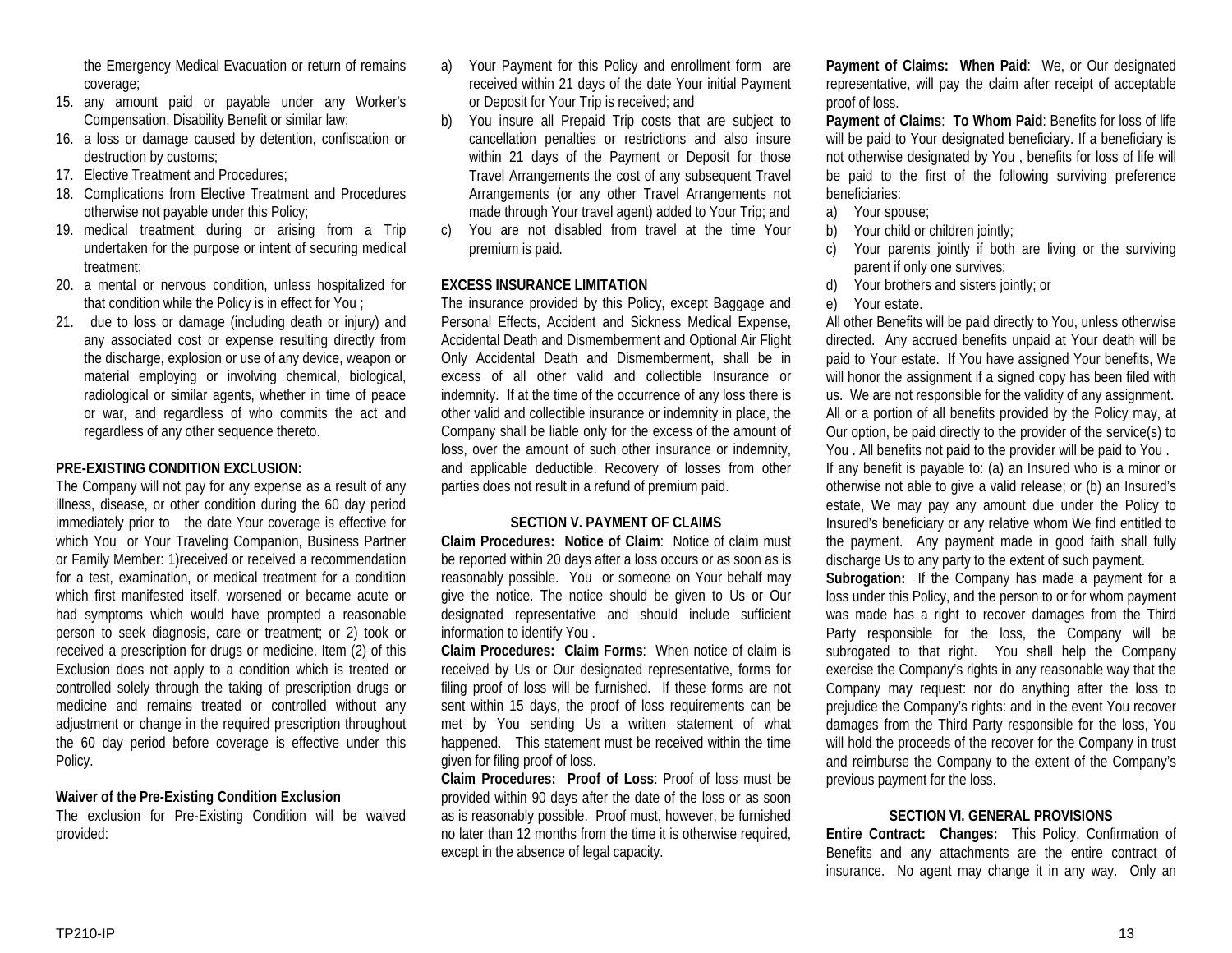the Emergency Medical Evacuation or return of remains coverage;

15. any amount paid or payable under any Worker's Compensation, Disability Benefit or similar law;
16. a loss or damage caused by detention, confiscation or destruction by customs;
17. Elective Treatment and Procedures;
18. Complications from Elective Treatment and Procedures otherwise not payable under this Policy;
19. medical treatment during or arising from a Trip undertaken for the purpose or intent of securing medical treatment;
20. a mental or nervous condition, unless hospitalized for that condition while the Policy is in effect for You ;
21. due to loss or damage (including death or injury) and any associated cost or expense resulting directly from the discharge, explosion or use of any device, weapon or material employing or involving chemical, biological, radiological or similar agents, whether in time of peace or war, and regardless of who commits the act and regardless of any other sequence thereto.

**PRE-EXISTING CONDITION EXCLUSION:**

The Company will not pay for any expense as a result of any illness, disease, or other condition during the 60 day period immediately prior to the date Your coverage is effective for which You or Your Traveling Companion, Business Partner or Family Member: 1)received or received a recommendation for a test, examination, or medical treatment for a condition which first manifested itself, worsened or became acute or had symptoms which would have prompted a reasonable person to seek diagnosis, care or treatment; or 2) took or received a prescription for drugs or medicine. Item (2) of this Exclusion does not apply to a condition which is treated or controlled solely through the taking of prescription drugs or medicine and remains treated or controlled without any adjustment or change in the required prescription throughout the 60 day period before coverage is effective under this Policy.

**Waiver of the Pre-Existing Condition Exclusion**

The exclusion for Pre-Existing Condition will be waived provided:

a) Your Payment for this Policy and enrollment form are received within 21 days of the date Your initial Payment or Deposit for Your Trip is received; and
b) You insure all Prepaid Trip costs that are subject to cancellation penalties or restrictions and also insure within 21 days of the Payment or Deposit for those Travel Arrangements the cost of any subsequent Travel Arrangements (or any other Travel Arrangements not made through Your travel agent) added to Your Trip; and
c) You are not disabled from travel at the time Your premium is paid.

**EXCESS INSURANCE LIMITATION**

The insurance provided by this Policy, except Baggage and Personal Effects, Accident and Sickness Medical Expense, Accidental Death and Dismemberment and Optional Air Flight Only Accidental Death and Dismemberment, shall be in excess of all other valid and collectible Insurance or indemnity. If at the time of the occurrence of any loss there is other valid and collectible insurance or indemnity in place, the Company shall be liable only for the excess of the amount of loss, over the amount of such other insurance or indemnity, and applicable deductible. Recovery of losses from other parties does not result in a refund of premium paid.

## SECTION V. PAYMENT OF CLAIMS

**Claim Procedures: Notice of Claim**: Notice of claim must be reported within 20 days after a loss occurs or as soon as is reasonably possible. You or someone on Your behalf may give the notice. The notice should be given to Us or Our designated representative and should include sufficient information to identify You .

**Claim Procedures: Claim Forms**: When notice of claim is received by Us or Our designated representative, forms for filing proof of loss will be furnished. If these forms are not sent within 15 days, the proof of loss requirements can be met by You sending Us a written statement of what happened. This statement must be received within the time given for filing proof of loss.

**Claim Procedures: Proof of Loss**: Proof of loss must be provided within 90 days after the date of the loss or as soon as is reasonably possible. Proof must, however, be furnished no later than 12 months from the time it is otherwise required, except in the absence of legal capacity.

**Payment of Claims: When Paid**: We, or Our designated representative, will pay the claim after receipt of acceptable proof of loss.

**Payment of Claims**: **To Whom Paid**: Benefits for loss of life will be paid to Your designated beneficiary. If a beneficiary is not otherwise designated by You , benefits for loss of life will be paid to the first of the following surviving preference beneficiaries:

a) Your spouse;
b) Your child or children jointly;
c) Your parents jointly if both are living or the surviving parent if only one survives;
d) Your brothers and sisters jointly; or
e) Your estate.

All other Benefits will be paid directly to You, unless otherwise directed. Any accrued benefits unpaid at Your death will be paid to Your estate. If You have assigned Your benefits, We will honor the assignment if a signed copy has been filed with us. We are not responsible for the validity of any assignment. All or a portion of all benefits provided by the Policy may, at Our option, be paid directly to the provider of the service(s) to You . All benefits not paid to the provider will be paid to You . If any benefit is payable to: (a) an Insured who is a minor or otherwise not able to give a valid release; or (b) an Insured's estate, We may pay any amount due under the Policy to Insured's beneficiary or any relative whom We find entitled to the payment. Any payment made in good faith shall fully discharge Us to any party to the extent of such payment.

**Subrogation:** If the Company has made a payment for a loss under this Policy, and the person to or for whom payment was made has a right to recover damages from the Third Party responsible for the loss, the Company will be subrogated to that right. You shall help the Company exercise the Company's rights in any reasonable way that the Company may request: nor do anything after the loss to prejudice the Company's rights: and in the event You recover damages from the Third Party responsible for the loss, You will hold the proceeds of the recover for the Company in trust and reimburse the Company to the extent of the Company's previous payment for the loss.

## SECTION VI. GENERAL PROVISIONS

**Entire Contract: Changes:** This Policy, Confirmation of Benefits and any attachments are the entire contract of insurance. No agent may change it in any way. Only an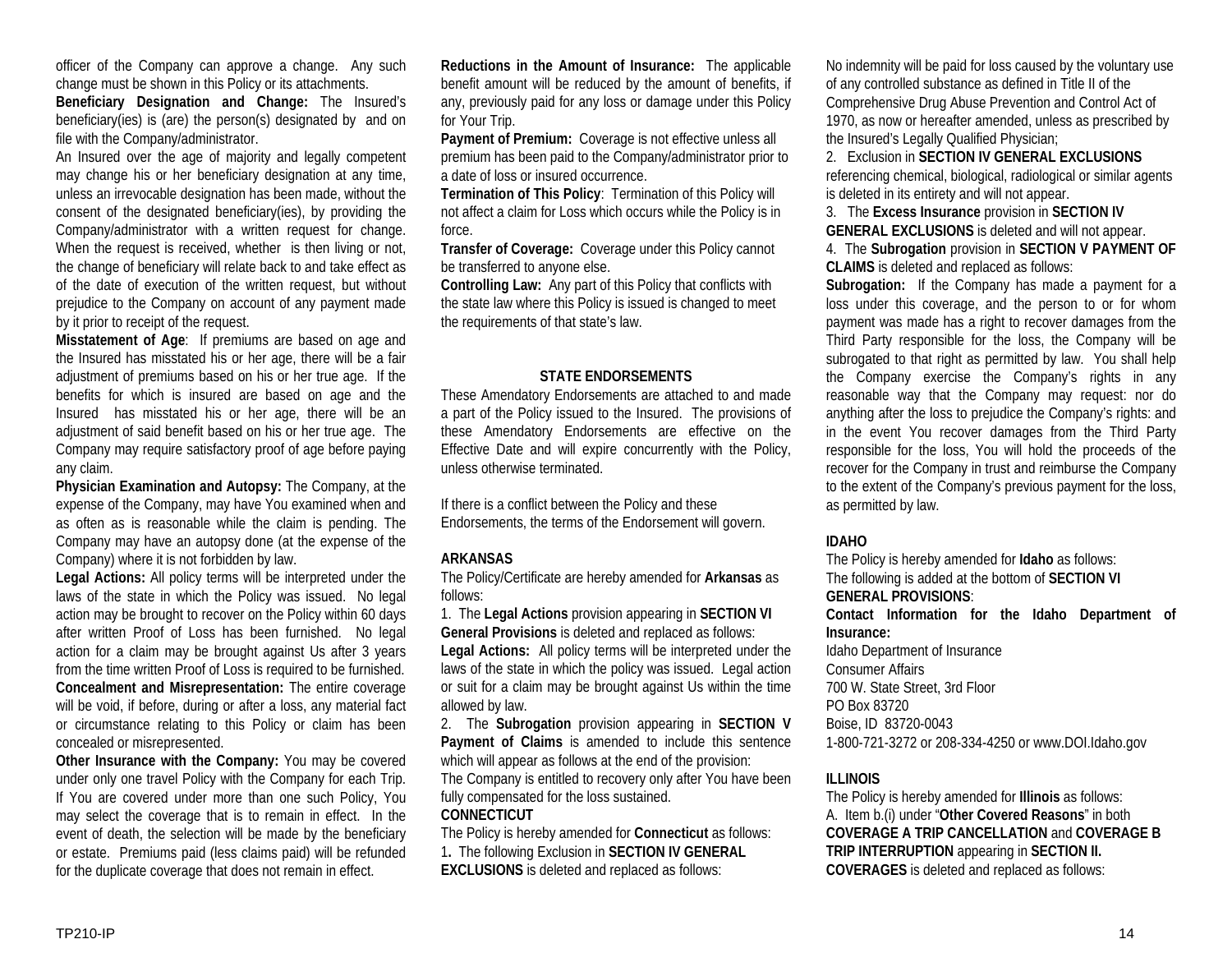officer of the Company can approve a change. Any such change must be shown in this Policy or its attachments.

**Beneficiary Designation and Change:** The Insured's beneficiary(ies) is (are) the person(s) designated by and on file with the Company/administrator.

An Insured over the age of majority and legally competent may change his or her beneficiary designation at any time, unless an irrevocable designation has been made, without the consent of the designated beneficiary(ies), by providing the Company/administrator with a written request for change. When the request is received, whether is then living or not, the change of beneficiary will relate back to and take effect as of the date of execution of the written request, but without prejudice to the Company on account of any payment made by it prior to receipt of the request.

**Misstatement of Age**: If premiums are based on age and the Insured has misstated his or her age, there will be a fair adjustment of premiums based on his or her true age. If the benefits for which is insured are based on age and the Insured has misstated his or her age, there will be an adjustment of said benefit based on his or her true age. The Company may require satisfactory proof of age before paying any claim.

**Physician Examination and Autopsy:** The Company, at the expense of the Company, may have You examined when and as often as is reasonable while the claim is pending. The Company may have an autopsy done (at the expense of the Company) where it is not forbidden by law.

**Legal Actions:** All policy terms will be interpreted under the laws of the state in which the Policy was issued. No legal action may be brought to recover on the Policy within 60 days after written Proof of Loss has been furnished. No legal action for a claim may be brought against Us after 3 years from the time written Proof of Loss is required to be furnished.

**Concealment and Misrepresentation:** The entire coverage will be void, if before, during or after a loss, any material fact or circumstance relating to this Policy or claim has been concealed or misrepresented.

**Other Insurance with the Company:** You may be covered under only one travel Policy with the Company for each Trip. If You are covered under more than one such Policy, You may select the coverage that is to remain in effect. In the event of death, the selection will be made by the beneficiary or estate. Premiums paid (less claims paid) will be refunded for the duplicate coverage that does not remain in effect.

**Reductions in the Amount of Insurance:** The applicable benefit amount will be reduced by the amount of benefits, if any, previously paid for any loss or damage under this Policy for Your Trip.

**Payment of Premium:** Coverage is not effective unless all premium has been paid to the Company/administrator prior to a date of loss or insured occurrence.

**Termination of This Policy**: Termination of this Policy will not affect a claim for Loss which occurs while the Policy is in force.

**Transfer of Coverage:** Coverage under this Policy cannot be transferred to anyone else.

**Controlling Law:** Any part of this Policy that conflicts with the state law where this Policy is issued is changed to meet the requirements of that state's law.

## STATE ENDORSEMENTS

These Amendatory Endorsements are attached to and made a part of the Policy issued to the Insured. The provisions of these Amendatory Endorsements are effective on the Effective Date and will expire concurrently with the Policy, unless otherwise terminated.

If there is a conflict between the Policy and these Endorsements, the terms of the Endorsement will govern.

### ARKANSAS

The Policy/Certificate are hereby amended for **Arkansas** as follows:

1. The **Legal Actions** provision appearing in **SECTION VI General Provisions** is deleted and replaced as follows:

**Legal Actions:** All policy terms will be interpreted under the laws of the state in which the policy was issued. Legal action or suit for a claim may be brought against Us within the time allowed by law.

2. The **Subrogation** provision appearing in **SECTION V Payment of Claims** is amended to include this sentence which will appear as follows at the end of the provision:

The Company is entitled to recovery only after You have been fully compensated for the loss sustained.

### CONNECTICUT

The Policy is hereby amended for **Connecticut** as follows:

1. The following Exclusion in **SECTION IV GENERAL EXCLUSIONS** is deleted and replaced as follows:

No indemnity will be paid for loss caused by the voluntary use of any controlled substance as defined in Title II of the Comprehensive Drug Abuse Prevention and Control Act of 1970, as now or hereafter amended, unless as prescribed by the Insured's Legally Qualified Physician;

2. Exclusion in **SECTION IV GENERAL EXCLUSIONS** referencing chemical, biological, radiological or similar agents is deleted in its entirety and will not appear.

3. The **Excess Insurance** provision in **SECTION IV GENERAL EXCLUSIONS** is deleted and will not appear.

4. The **Subrogation** provision in **SECTION V PAYMENT OF CLAIMS** is deleted and replaced as follows:

**Subrogation:** If the Company has made a payment for a loss under this coverage, and the person to or for whom payment was made has a right to recover damages from the Third Party responsible for the loss, the Company will be subrogated to that right as permitted by law. You shall help the Company exercise the Company's rights in any reasonable way that the Company may request: nor do anything after the loss to prejudice the Company's rights: and in the event You recover damages from the Third Party responsible for the loss, You will hold the proceeds of the recover for the Company in trust and reimburse the Company to the extent of the Company's previous payment for the loss, as permitted by law.

### IDAHO

The Policy is hereby amended for **Idaho** as follows:

The following is added at the bottom of **SECTION VI GENERAL PROVISIONS**:

**Contact Information for the Idaho Department of Insurance:**

Idaho Department of Insurance
Consumer Affairs
700 W. State Street, 3rd Floor
PO Box 83720
Boise, ID 83720-0043
1-800-721-3272 or 208-334-4250 or www.DOI.Idaho.gov

### ILLINOIS

The Policy is hereby amended for **Illinois** as follows:

A. Item b.(i) under "**Other Covered Reasons**" in both **COVERAGE A TRIP CANCELLATION** and **COVERAGE B TRIP INTERRUPTION** appearing in **SECTION II. COVERAGES** is deleted and replaced as follows: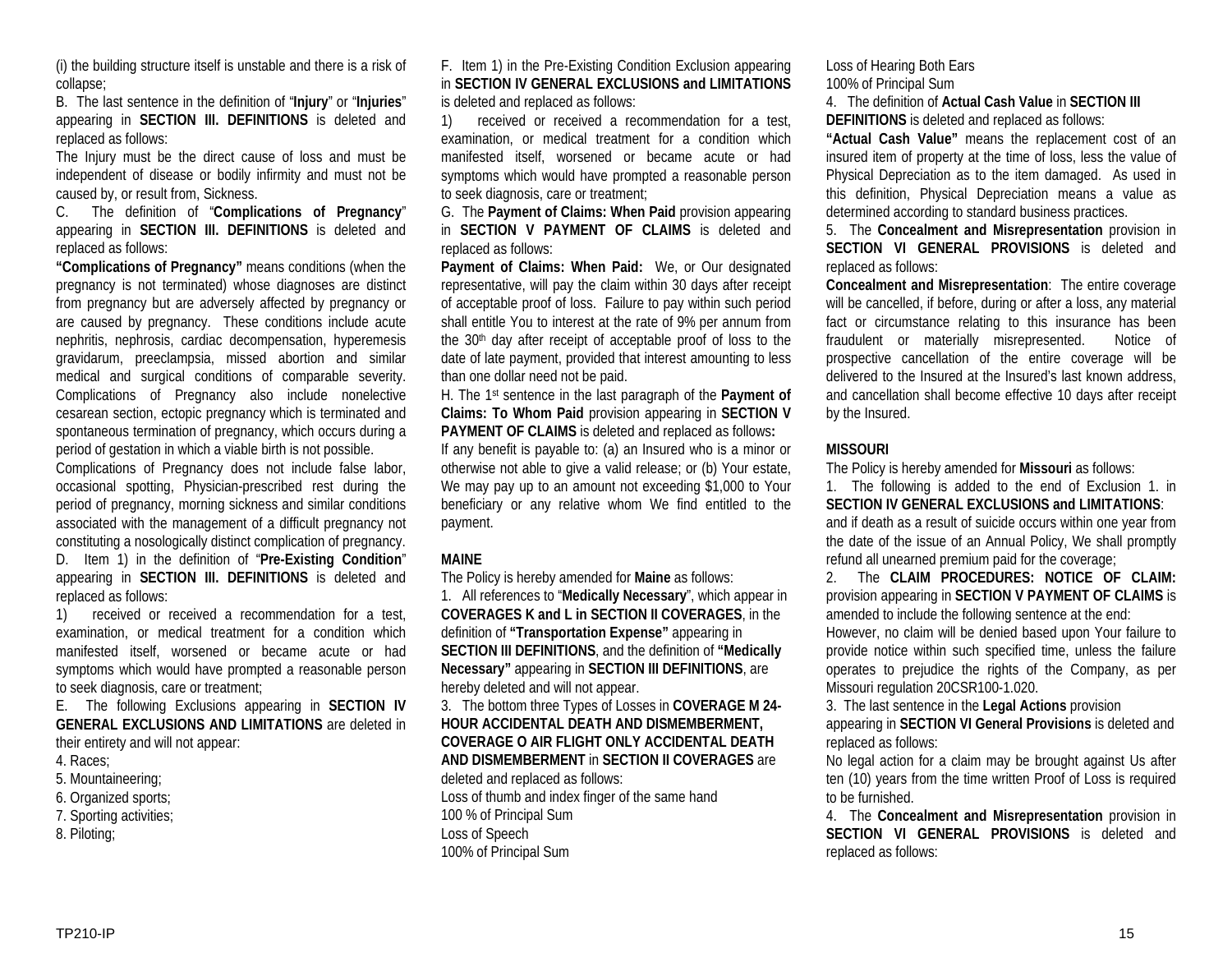(i) the building structure itself is unstable and there is a risk of collapse;

B. The last sentence in the definition of "**Injury**" or "**Injuries**" appearing in **SECTION III. DEFINITIONS** is deleted and replaced as follows:

The Injury must be the direct cause of loss and must be independent of disease or bodily infirmity and must not be caused by, or result from, Sickness.

C. The definition of "**Complications of Pregnancy**" appearing in **SECTION III. DEFINITIONS** is deleted and replaced as follows:

**"Complications of Pregnancy"** means conditions (when the pregnancy is not terminated) whose diagnoses are distinct from pregnancy but are adversely affected by pregnancy or are caused by pregnancy. These conditions include acute nephritis, nephrosis, cardiac decompensation, hyperemesis gravidarum, preeclampsia, missed abortion and similar medical and surgical conditions of comparable severity. Complications of Pregnancy also include nonelective cesarean section, ectopic pregnancy which is terminated and spontaneous termination of pregnancy, which occurs during a period of gestation in which a viable birth is not possible.

Complications of Pregnancy does not include false labor, occasional spotting, Physician-prescribed rest during the period of pregnancy, morning sickness and similar conditions associated with the management of a difficult pregnancy not constituting a nosologically distinct complication of pregnancy.

D. Item 1) in the definition of "**Pre-Existing Condition**" appearing in **SECTION III. DEFINITIONS** is deleted and replaced as follows:

1) received or received a recommendation for a test, examination, or medical treatment for a condition which manifested itself, worsened or became acute or had symptoms which would have prompted a reasonable person to seek diagnosis, care or treatment;

E. The following Exclusions appearing in **SECTION IV GENERAL EXCLUSIONS AND LIMITATIONS** are deleted in their entirety and will not appear:

4. Races;
5. Mountaineering;
6. Organized sports;
7. Sporting activities;
8. Piloting;

F. Item 1) in the Pre-Existing Condition Exclusion appearing in **SECTION IV GENERAL EXCLUSIONS and LIMITATIONS** is deleted and replaced as follows:

1) received or received a recommendation for a test, examination, or medical treatment for a condition which manifested itself, worsened or became acute or had symptoms which would have prompted a reasonable person to seek diagnosis, care or treatment;

G. The **Payment of Claims: When Paid** provision appearing in **SECTION V PAYMENT OF CLAIMS** is deleted and replaced as follows:

**Payment of Claims: When Paid:** We, or Our designated representative, will pay the claim within 30 days after receipt of acceptable proof of loss. Failure to pay within such period shall entitle You to interest at the rate of 9% per annum from the 30th day after receipt of acceptable proof of loss to the date of late payment, provided that interest amounting to less than one dollar need not be paid.

H. The 1st sentence in the last paragraph of the **Payment of Claims: To Whom Paid** provision appearing in **SECTION V PAYMENT OF CLAIMS** is deleted and replaced as follows**:**

If any benefit is payable to: (a) an Insured who is a minor or otherwise not able to give a valid release; or (b) Your estate, We may pay up to an amount not exceeding $1,000 to Your beneficiary or any relative whom We find entitled to the payment.

**MAINE**

The Policy is hereby amended for **Maine** as follows:

1. All references to "**Medically Necessary**", which appear in **COVERAGES K and L in SECTION II COVERAGES**, in the definition of **"Transportation Expense"** appearing in **SECTION III DEFINITIONS**, and the definition of **"Medically Necessary"** appearing in **SECTION III DEFINITIONS**, are hereby deleted and will not appear.

3. The bottom three Types of Losses in **COVERAGE M 24-HOUR ACCIDENTAL DEATH AND DISMEMBERMENT, COVERAGE O AIR FLIGHT ONLY ACCIDENTAL DEATH AND DISMEMBERMENT** in **SECTION II COVERAGES** are deleted and replaced as follows:

Loss of thumb and index finger of the same hand
100 % of Principal Sum
Loss of Speech
100% of Principal Sum
Loss of Hearing Both Ears
100% of Principal Sum

4. The definition of **Actual Cash Value** in **SECTION III DEFINITIONS** is deleted and replaced as follows:

**"Actual Cash Value"** means the replacement cost of an insured item of property at the time of loss, less the value of Physical Depreciation as to the item damaged. As used in this definition, Physical Depreciation means a value as determined according to standard business practices.

5. The **Concealment and Misrepresentation** provision in **SECTION VI GENERAL PROVISIONS** is deleted and replaced as follows:

**Concealment and Misrepresentation**: The entire coverage will be cancelled, if before, during or after a loss, any material fact or circumstance relating to this insurance has been fraudulent or materially misrepresented. Notice of prospective cancellation of the entire coverage will be delivered to the Insured at the Insured's last known address, and cancellation shall become effective 10 days after receipt by the Insured.

**MISSOURI**

The Policy is hereby amended for **Missouri** as follows:

1. The following is added to the end of Exclusion 1. in **SECTION IV GENERAL EXCLUSIONS and LIMITATIONS**:

and if death as a result of suicide occurs within one year from the date of the issue of an Annual Policy, We shall promptly refund all unearned premium paid for the coverage;

2. The **CLAIM PROCEDURES: NOTICE OF CLAIM:** provision appearing in **SECTION V PAYMENT OF CLAIMS** is amended to include the following sentence at the end:

However, no claim will be denied based upon Your failure to provide notice within such specified time, unless the failure operates to prejudice the rights of the Company, as per Missouri regulation 20CSR100-1.020.

3. The last sentence in the **Legal Actions** provision appearing in **SECTION VI General Provisions** is deleted and replaced as follows:

No legal action for a claim may be brought against Us after ten (10) years from the time written Proof of Loss is required to be furnished.

4. The **Concealment and Misrepresentation** provision in **SECTION VI GENERAL PROVISIONS** is deleted and replaced as follows: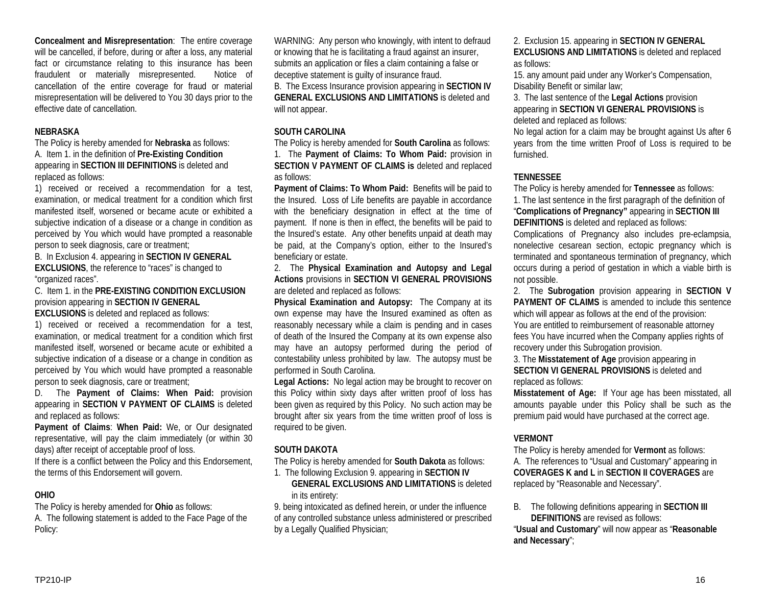**Concealment and Misrepresentation**: The entire coverage will be cancelled, if before, during or after a loss, any material fact or circumstance relating to this insurance has been fraudulent or materially misrepresented. Notice of cancellation of the entire coverage for fraud or material misrepresentation will be delivered to You 30 days prior to the effective date of cancellation.

**NEBRASKA**

The Policy is hereby amended for **Nebraska** as follows:

A. Item 1. in the definition of **Pre-Existing Condition** appearing in **SECTION III DEFINITIONS** is deleted and replaced as follows:

1) received or received a recommendation for a test, examination, or medical treatment for a condition which first manifested itself, worsened or became acute or exhibited a subjective indication of a disease or a change in condition as perceived by You which would have prompted a reasonable person to seek diagnosis, care or treatment;

B. In Exclusion 4. appearing in **SECTION IV GENERAL EXCLUSIONS**, the reference to "races" is changed to "organized races".

C. Item 1. in the **PRE-EXISTING CONDITION EXCLUSION** provision appearing in **SECTION IV GENERAL EXCLUSIONS** is deleted and replaced as follows:

1) received or received a recommendation for a test, examination, or medical treatment for a condition which first manifested itself, worsened or became acute or exhibited a subjective indication of a disease or a change in condition as perceived by You which would have prompted a reasonable person to seek diagnosis, care or treatment;

D. The **Payment of Claims: When Paid:** provision appearing in **SECTION V PAYMENT OF CLAIMS** is deleted and replaced as follows:

**Payment of Claims**: **When Paid:** We, or Our designated representative, will pay the claim immediately (or within 30 days) after receipt of acceptable proof of loss.

If there is a conflict between the Policy and this Endorsement, the terms of this Endorsement will govern.

**OHIO**

The Policy is hereby amended for **Ohio** as follows:

A. The following statement is added to the Face Page of the Policy:

WARNING: Any person who knowingly, with intent to defraud or knowing that he is facilitating a fraud against an insurer, submits an application or files a claim containing a false or deceptive statement is guilty of insurance fraud.

B. The Excess Insurance provision appearing in **SECTION IV GENERAL EXCLUSIONS AND LIMITATIONS** is deleted and will not appear.

**SOUTH CAROLINA**

The Policy is hereby amended for **South Carolina** as follows:

1. The **Payment of Claims: To Whom Paid:** provision in **SECTION V PAYMENT OF CLAIMS is** deleted and replaced as follows:

**Payment of Claims: To Whom Paid:** Benefits will be paid to the Insured. Loss of Life benefits are payable in accordance with the beneficiary designation in effect at the time of payment. If none is then in effect, the benefits will be paid to the Insured's estate. Any other benefits unpaid at death may be paid, at the Company's option, either to the Insured's beneficiary or estate.

2. The **Physical Examination and Autopsy and Legal Actions** provisions in **SECTION VI GENERAL PROVISIONS** are deleted and replaced as follows:

**Physical Examination and Autopsy:** The Company at its own expense may have the Insured examined as often as reasonably necessary while a claim is pending and in cases of death of the Insured the Company at its own expense also may have an autopsy performed during the period of contestability unless prohibited by law. The autopsy must be performed in South Carolina.

**Legal Actions:** No legal action may be brought to recover on this Policy within sixty days after written proof of loss has been given as required by this Policy. No such action may be brought after six years from the time written proof of loss is required to be given.

**SOUTH DAKOTA**

The Policy is hereby amended for **South Dakota** as follows:

1. The following Exclusion 9. appearing in **SECTION IV GENERAL EXCLUSIONS AND LIMITATIONS** is deleted in its entirety:

9. being intoxicated as defined herein, or under the influence of any controlled substance unless administered or prescribed by a Legally Qualified Physician;

2. Exclusion 15. appearing in **SECTION IV GENERAL EXCLUSIONS AND LIMITATIONS** is deleted and replaced as follows:

15. any amount paid under any Worker's Compensation, Disability Benefit or similar law;

3. The last sentence of the **Legal Actions** provision appearing in **SECTION VI GENERAL PROVISIONS** is deleted and replaced as follows:

No legal action for a claim may be brought against Us after 6 years from the time written Proof of Loss is required to be furnished.

**TENNESSEE**

The Policy is hereby amended for **Tennessee** as follows:

1. The last sentence in the first paragraph of the definition of "**Complications of Pregnancy"** appearing in **SECTION III DEFINITIONS** is deleted and replaced as follows:

Complications of Pregnancy also includes pre-eclampsia, nonelective cesarean section, ectopic pregnancy which is terminated and spontaneous termination of pregnancy, which occurs during a period of gestation in which a viable birth is not possible.

2. The **Subrogation** provision appearing in **SECTION V PAYMENT OF CLAIMS** is amended to include this sentence which will appear as follows at the end of the provision:

You are entitled to reimbursement of reasonable attorney fees You have incurred when the Company applies rights of recovery under this Subrogation provision.

3. The **Misstatement of Age** provision appearing in **SECTION VI GENERAL PROVISIONS** is deleted and replaced as follows:

**Misstatement of Age:** If Your age has been misstated, all amounts payable under this Policy shall be such as the premium paid would have purchased at the correct age.

**VERMONT**

The Policy is hereby amended for **Vermont** as follows:

A. The references to "Usual and Customary" appearing in **COVERAGES K and L** in **SECTION II COVERAGES** are replaced by "Reasonable and Necessary".

B. The following definitions appearing in **SECTION III DEFINITIONS** are revised as follows:

"**Usual and Customary**" will now appear as "**Reasonable and Necessary**";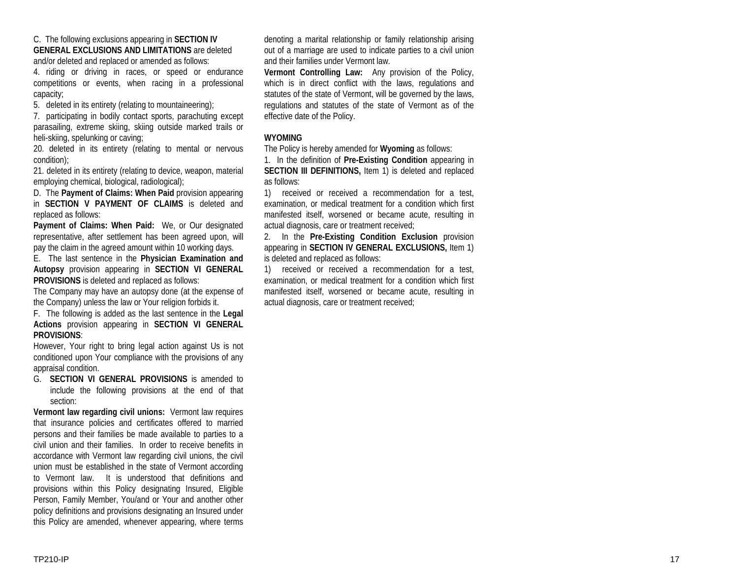C. The following exclusions appearing in **SECTION IV GENERAL EXCLUSIONS AND LIMITATIONS** are deleted and/or deleted and replaced or amended as follows:

4. riding or driving in races, or speed or endurance competitions or events, when racing in a professional capacity;

5. deleted in its entirety (relating to mountaineering);

7. participating in bodily contact sports, parachuting except parasailing, extreme skiing, skiing outside marked trails or heli-skiing, spelunking or caving;

20. deleted in its entirety (relating to mental or nervous condition);

21. deleted in its entirety (relating to device, weapon, material employing chemical, biological, radiological);

D. The **Payment of Claims: When Paid** provision appearing in **SECTION V PAYMENT OF CLAIMS** is deleted and replaced as follows:

**Payment of Claims: When Paid:** We, or Our designated representative, after settlement has been agreed upon, will pay the claim in the agreed amount within 10 working days.

E. The last sentence in the **Physician Examination and Autopsy** provision appearing in **SECTION VI GENERAL PROVISIONS** is deleted and replaced as follows:

The Company may have an autopsy done (at the expense of the Company) unless the law or Your religion forbids it.

F. The following is added as the last sentence in the **Legal Actions** provision appearing in **SECTION VI GENERAL PROVISIONS**:

However, Your right to bring legal action against Us is not conditioned upon Your compliance with the provisions of any appraisal condition.

G. **SECTION VI GENERAL PROVISIONS** is amended to include the following provisions at the end of that section:

**Vermont law regarding civil unions:** Vermont law requires that insurance policies and certificates offered to married persons and their families be made available to parties to a civil union and their families. In order to receive benefits in accordance with Vermont law regarding civil unions, the civil union must be established in the state of Vermont according to Vermont law. It is understood that definitions and provisions within this Policy designating Insured, Eligible Person, Family Member, You/and or Your and another other policy definitions and provisions designating an Insured under this Policy are amended, whenever appearing, where terms denoting a marital relationship or family relationship arising out of a marriage are used to indicate parties to a civil union and their families under Vermont law.

**Vermont Controlling Law:** Any provision of the Policy, which is in direct conflict with the laws, regulations and statutes of the state of Vermont, will be governed by the laws, regulations and statutes of the state of Vermont as of the effective date of the Policy.

**WYOMING**

The Policy is hereby amended for **Wyoming** as follows:

1. In the definition of **Pre-Existing Condition** appearing in **SECTION III DEFINITIONS,** Item 1) is deleted and replaced as follows:

1) received or received a recommendation for a test, examination, or medical treatment for a condition which first manifested itself, worsened or became acute, resulting in actual diagnosis, care or treatment received;

2. In the **Pre-Existing Condition Exclusion** provision appearing in **SECTION IV GENERAL EXCLUSIONS,** Item 1) is deleted and replaced as follows:

1) received or received a recommendation for a test, examination, or medical treatment for a condition which first manifested itself, worsened or became acute, resulting in actual diagnosis, care or treatment received;